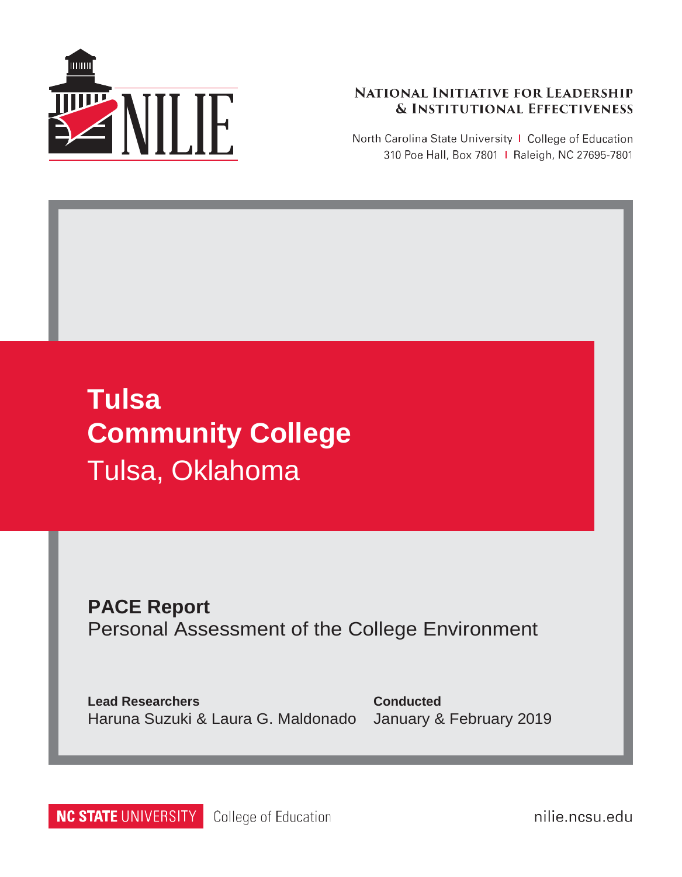NILIE

**National Initiative for Leadership & Institutional Effectiveness**

North Carolina State University | College of Education
310 Poe Hall, Box 7801 | Raleigh, NC 27695-7801

# Tulsa Community College

Tulsa, Oklahoma

## PACE Report

Personal Assessment of the College Environment

**Lead Researchers**
Haruna Suzuki & Laura G. Maldonado

**Conducted**
January & February 2019

NC STATE UNIVERSITY College of Education

nilie.ncsu.edu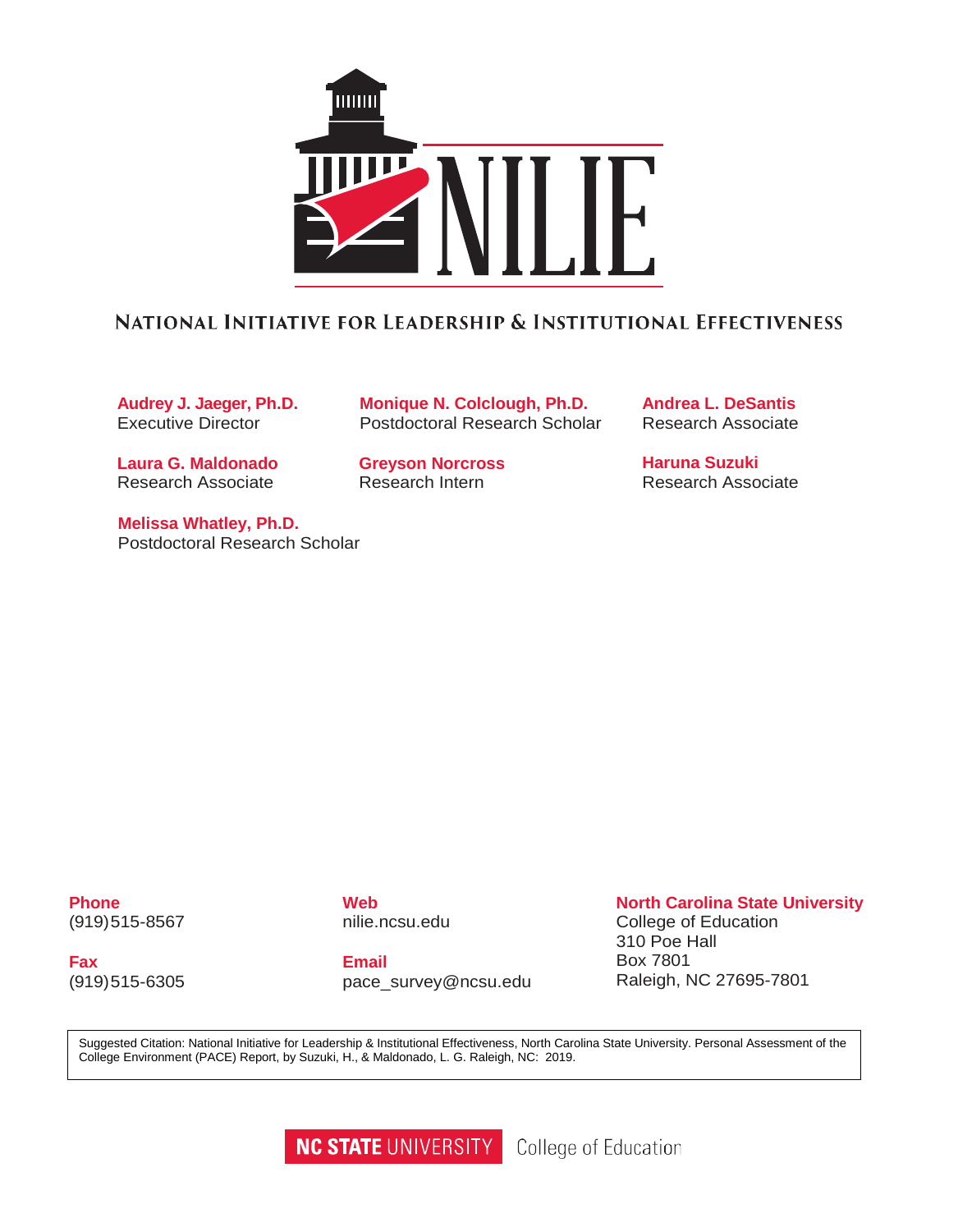# NILIE

## National Initiative for Leadership & Institutional Effectiveness

**Audrey J. Jaeger, Ph.D.**
Executive Director

**Monique N. Colclough, Ph.D.**
Postdoctoral Research Scholar

**Andrea L. DeSantis**
Research Associate

**Laura G. Maldonado**
Research Associate

**Greyson Norcross**
Research Intern

**Haruna Suzuki**
Research Associate

**Melissa Whatley, Ph.D.**
Postdoctoral Research Scholar

**Phone**
(919)515-8567

**Fax**
(919)515-6305

**Web**
nilie.ncsu.edu

**Email**
pace_survey@ncsu.edu

**North Carolina State University**
College of Education
310 Poe Hall
Box 7801
Raleigh, NC 27695-7801

Suggested Citation: National Initiative for Leadership & Institutional Effectiveness, North Carolina State University. Personal Assessment of the College Environment (PACE) Report, by Suzuki, H., & Maldonado, L. G. Raleigh, NC: 2019.

NC STATE UNIVERSITY College of Education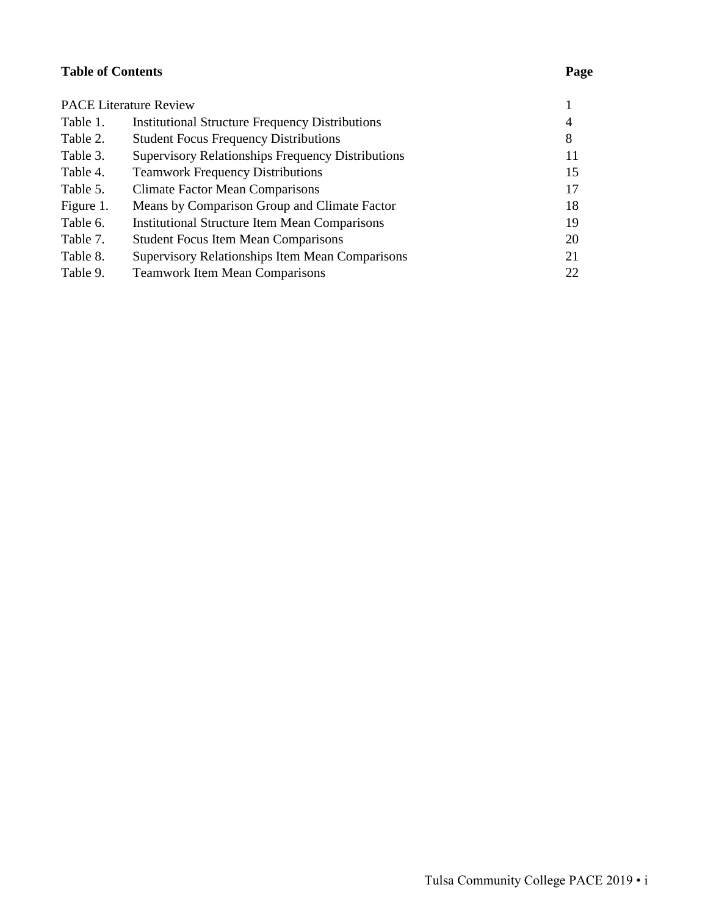**Table of Contents** **Page**

| | | |
|---|---|---|
| PACE Literature Review | | 1 |
| Table 1. | Institutional Structure Frequency Distributions | 4 |
| Table 2. | Student Focus Frequency Distributions | 8 |
| Table 3. | Supervisory Relationships Frequency Distributions | 11 |
| Table 4. | Teamwork Frequency Distributions | 15 |
| Table 5. | Climate Factor Mean Comparisons | 17 |
| Figure 1. | Means by Comparison Group and Climate Factor | 18 |
| Table 6. | Institutional Structure Item Mean Comparisons | 19 |
| Table 7. | Student Focus Item Mean Comparisons | 20 |
| Table 8. | Supervisory Relationships Item Mean Comparisons | 21 |
| Table 9. | Teamwork Item Mean Comparisons | 22 |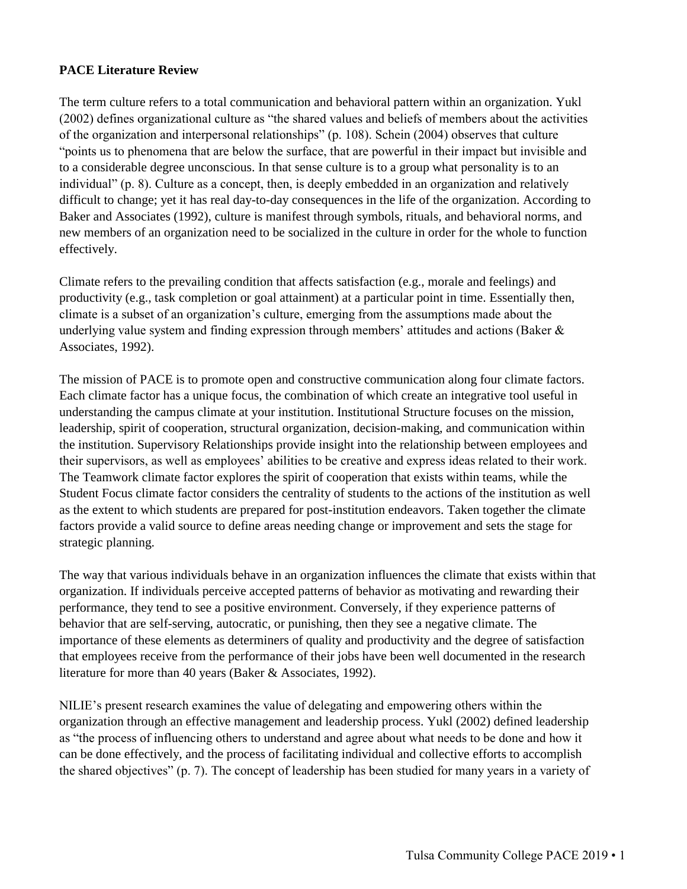**PACE Literature Review**

The term culture refers to a total communication and behavioral pattern within an organization. Yukl (2002) defines organizational culture as "the shared values and beliefs of members about the activities of the organization and interpersonal relationships" (p. 108). Schein (2004) observes that culture "points us to phenomena that are below the surface, that are powerful in their impact but invisible and to a considerable degree unconscious. In that sense culture is to a group what personality is to an individual" (p. 8). Culture as a concept, then, is deeply embedded in an organization and relatively difficult to change; yet it has real day-to-day consequences in the life of the organization. According to Baker and Associates (1992), culture is manifest through symbols, rituals, and behavioral norms, and new members of an organization need to be socialized in the culture in order for the whole to function effectively.

Climate refers to the prevailing condition that affects satisfaction (e.g., morale and feelings) and productivity (e.g., task completion or goal attainment) at a particular point in time. Essentially then, climate is a subset of an organization's culture, emerging from the assumptions made about the underlying value system and finding expression through members' attitudes and actions (Baker & Associates, 1992).

The mission of PACE is to promote open and constructive communication along four climate factors. Each climate factor has a unique focus, the combination of which create an integrative tool useful in understanding the campus climate at your institution. Institutional Structure focuses on the mission, leadership, spirit of cooperation, structural organization, decision-making, and communication within the institution. Supervisory Relationships provide insight into the relationship between employees and their supervisors, as well as employees' abilities to be creative and express ideas related to their work. The Teamwork climate factor explores the spirit of cooperation that exists within teams, while the Student Focus climate factor considers the centrality of students to the actions of the institution as well as the extent to which students are prepared for post-institution endeavors. Taken together the climate factors provide a valid source to define areas needing change or improvement and sets the stage for strategic planning.

The way that various individuals behave in an organization influences the climate that exists within that organization. If individuals perceive accepted patterns of behavior as motivating and rewarding their performance, they tend to see a positive environment. Conversely, if they experience patterns of behavior that are self-serving, autocratic, or punishing, then they see a negative climate. The importance of these elements as determiners of quality and productivity and the degree of satisfaction that employees receive from the performance of their jobs have been well documented in the research literature for more than 40 years (Baker & Associates, 1992).

NILIE's present research examines the value of delegating and empowering others within the organization through an effective management and leadership process. Yukl (2002) defined leadership as "the process of influencing others to understand and agree about what needs to be done and how it can be done effectively, and the process of facilitating individual and collective efforts to accomplish the shared objectives" (p. 7). The concept of leadership has been studied for many years in a variety of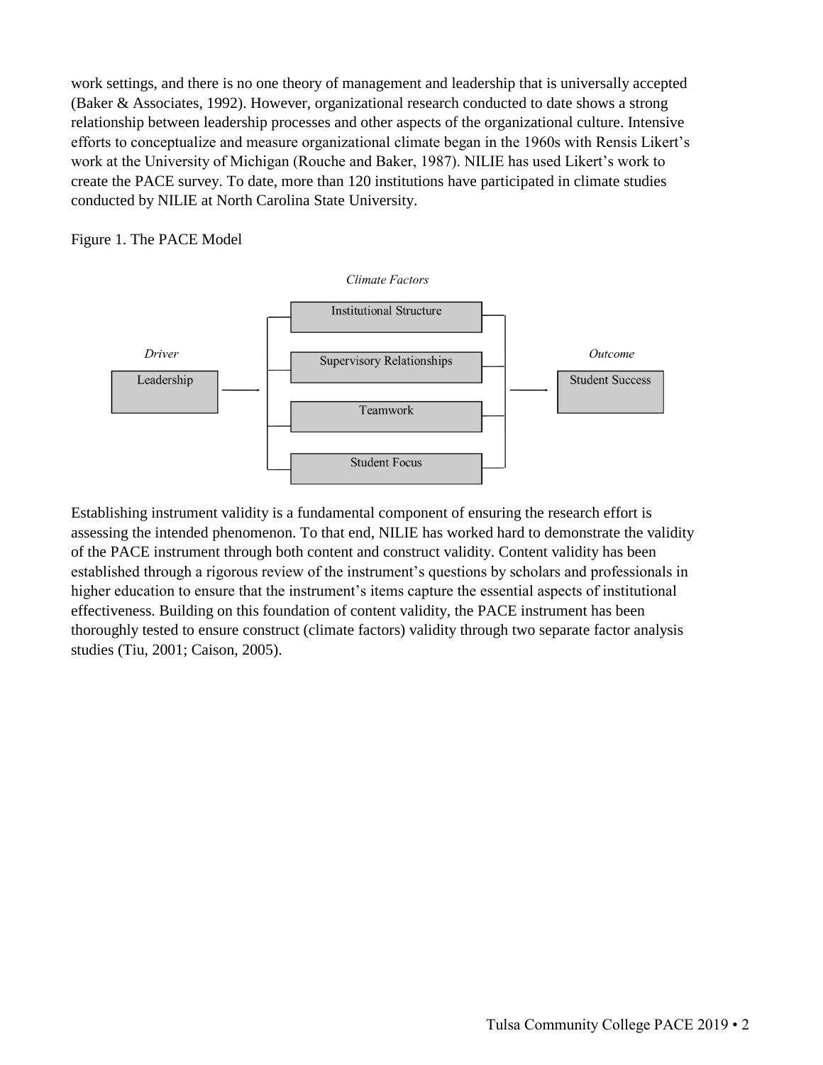work settings, and there is no one theory of management and leadership that is universally accepted (Baker & Associates, 1992). However, organizational research conducted to date shows a strong relationship between leadership processes and other aspects of the organizational culture. Intensive efforts to conceptualize and measure organizational climate began in the 1960s with Rensis Likert's work at the University of Michigan (Rouche and Baker, 1987). NILIE has used Likert's work to create the PACE survey. To date, more than 120 institutions have participated in climate studies conducted by NILIE at North Carolina State University.

Figure 1. The PACE Model

*Climate Factors*

*Driver*: Leadership → Institutional Structure, Supervisory Relationships, Teamwork, Student Focus → *Outcome*: Student Success

Establishing instrument validity is a fundamental component of ensuring the research effort is assessing the intended phenomenon. To that end, NILIE has worked hard to demonstrate the validity of the PACE instrument through both content and construct validity. Content validity has been established through a rigorous review of the instrument's questions by scholars and professionals in higher education to ensure that the instrument's items capture the essential aspects of institutional effectiveness. Building on this foundation of content validity, the PACE instrument has been thoroughly tested to ensure construct (climate factors) validity through two separate factor analysis studies (Tiu, 2001; Caison, 2005).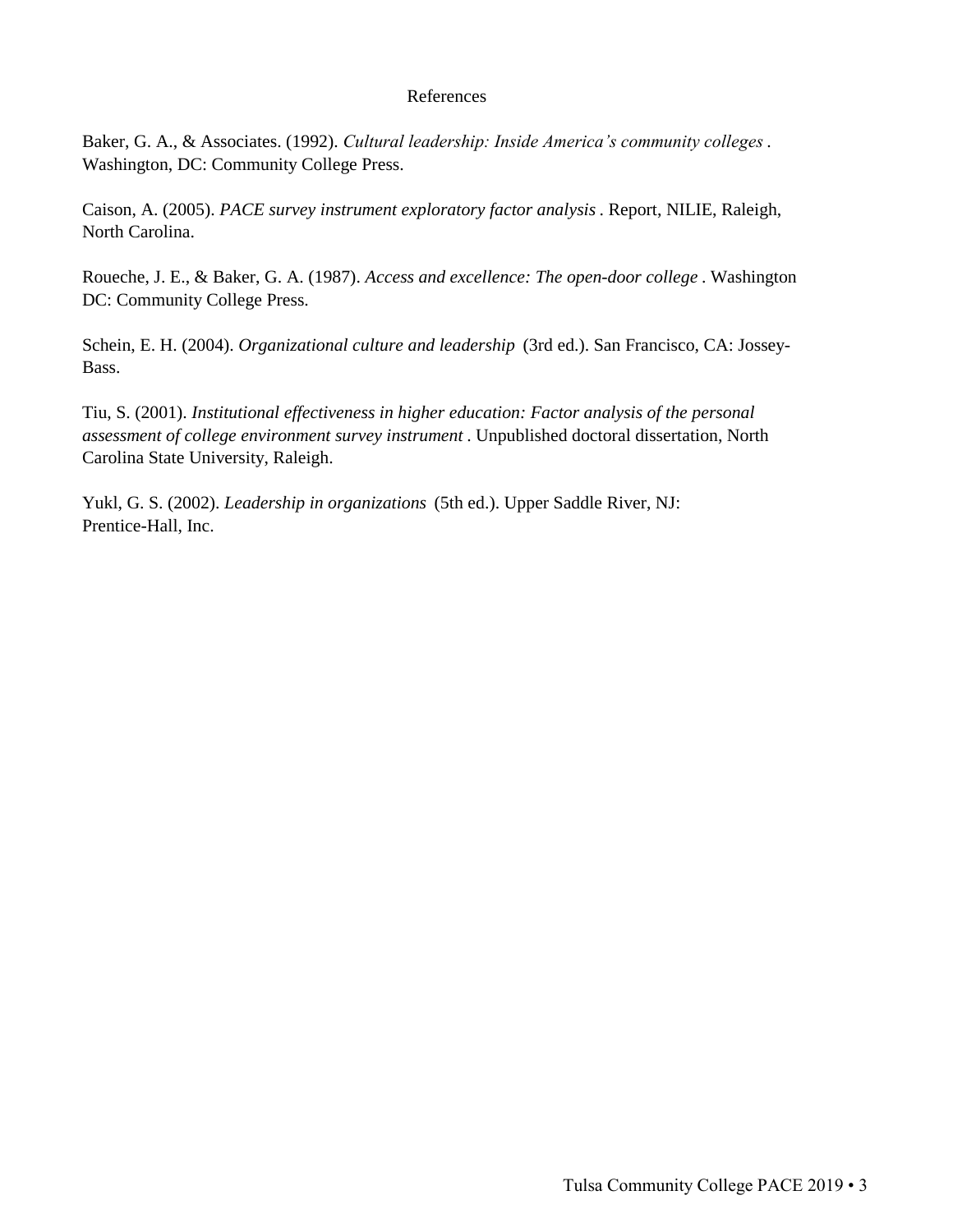## References

Baker, G. A., & Associates. (1992). *Cultural leadership: Inside America's community colleges*. Washington, DC: Community College Press.

Caison, A. (2005). *PACE survey instrument exploratory factor analysis*. Report, NILIE, Raleigh, North Carolina.

Roueche, J. E., & Baker, G. A. (1987). *Access and excellence: The open-door college*. Washington DC: Community College Press.

Schein, E. H. (2004). *Organizational culture and leadership* (3rd ed.). San Francisco, CA: Jossey-Bass.

Tiu, S. (2001). *Institutional effectiveness in higher education: Factor analysis of the personal assessment of college environment survey instrument*. Unpublished doctoral dissertation, North Carolina State University, Raleigh.

Yukl, G. S. (2002). *Leadership in organizations* (5th ed.). Upper Saddle River, NJ: Prentice-Hall, Inc.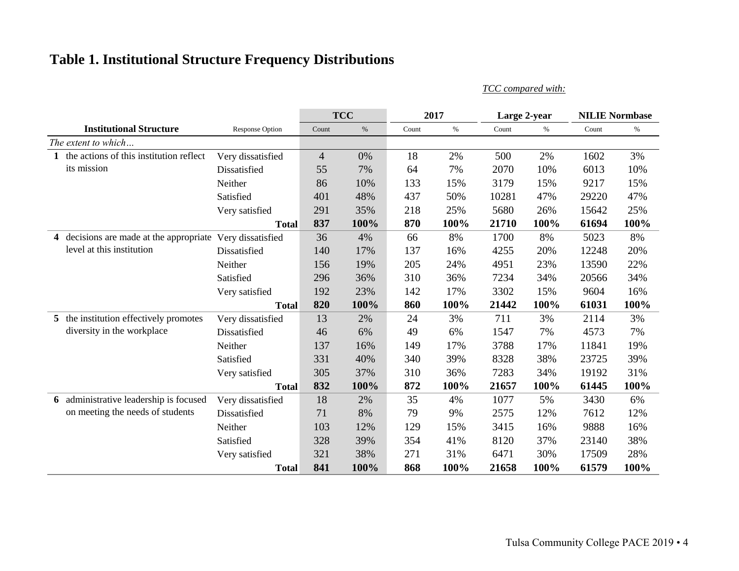## Table 1. Institutional Structure Frequency Distributions

*TCC compared with:*

| Institutional Structure | Response Option | TCC | | 2017 | | Large 2-year | | NILIE Normbase | |
|---|---|---|---|---|---|---|---|---|---|
| | | Count | % | Count | % | Count | % | Count | % |
| *The extent to which…* | | | | | | | | | |
| **1** the actions of this institution reflect its mission | Very dissatisfied | 4 | 0% | 18 | 2% | 500 | 2% | 1602 | 3% |
| | Dissatisfied | 55 | 7% | 64 | 7% | 2070 | 10% | 6013 | 10% |
| | Neither | 86 | 10% | 133 | 15% | 3179 | 15% | 9217 | 15% |
| | Satisfied | 401 | 48% | 437 | 50% | 10281 | 47% | 29220 | 47% |
| | Very satisfied | 291 | 35% | 218 | 25% | 5680 | 26% | 15642 | 25% |
| | **Total** | **837** | **100%** | **870** | **100%** | **21710** | **100%** | **61694** | **100%** |
| **4** decisions are made at the appropriate level at this institution | Very dissatisfied | 36 | 4% | 66 | 8% | 1700 | 8% | 5023 | 8% |
| | Dissatisfied | 140 | 17% | 137 | 16% | 4255 | 20% | 12248 | 20% |
| | Neither | 156 | 19% | 205 | 24% | 4951 | 23% | 13590 | 22% |
| | Satisfied | 296 | 36% | 310 | 36% | 7234 | 34% | 20566 | 34% |
| | Very satisfied | 192 | 23% | 142 | 17% | 3302 | 15% | 9604 | 16% |
| | **Total** | **820** | **100%** | **860** | **100%** | **21442** | **100%** | **61031** | **100%** |
| **5** the institution effectively promotes diversity in the workplace | Very dissatisfied | 13 | 2% | 24 | 3% | 711 | 3% | 2114 | 3% |
| | Dissatisfied | 46 | 6% | 49 | 6% | 1547 | 7% | 4573 | 7% |
| | Neither | 137 | 16% | 149 | 17% | 3788 | 17% | 11841 | 19% |
| | Satisfied | 331 | 40% | 340 | 39% | 8328 | 38% | 23725 | 39% |
| | Very satisfied | 305 | 37% | 310 | 36% | 7283 | 34% | 19192 | 31% |
| | **Total** | **832** | **100%** | **872** | **100%** | **21657** | **100%** | **61445** | **100%** |
| **6** administrative leadership is focused on meeting the needs of students | Very dissatisfied | 18 | 2% | 35 | 4% | 1077 | 5% | 3430 | 6% |
| | Dissatisfied | 71 | 8% | 79 | 9% | 2575 | 12% | 7612 | 12% |
| | Neither | 103 | 12% | 129 | 15% | 3415 | 16% | 9888 | 16% |
| | Satisfied | 328 | 39% | 354 | 41% | 8120 | 37% | 23140 | 38% |
| | Very satisfied | 321 | 38% | 271 | 31% | 6471 | 30% | 17509 | 28% |
| | **Total** | **841** | **100%** | **868** | **100%** | **21658** | **100%** | **61579** | **100%** |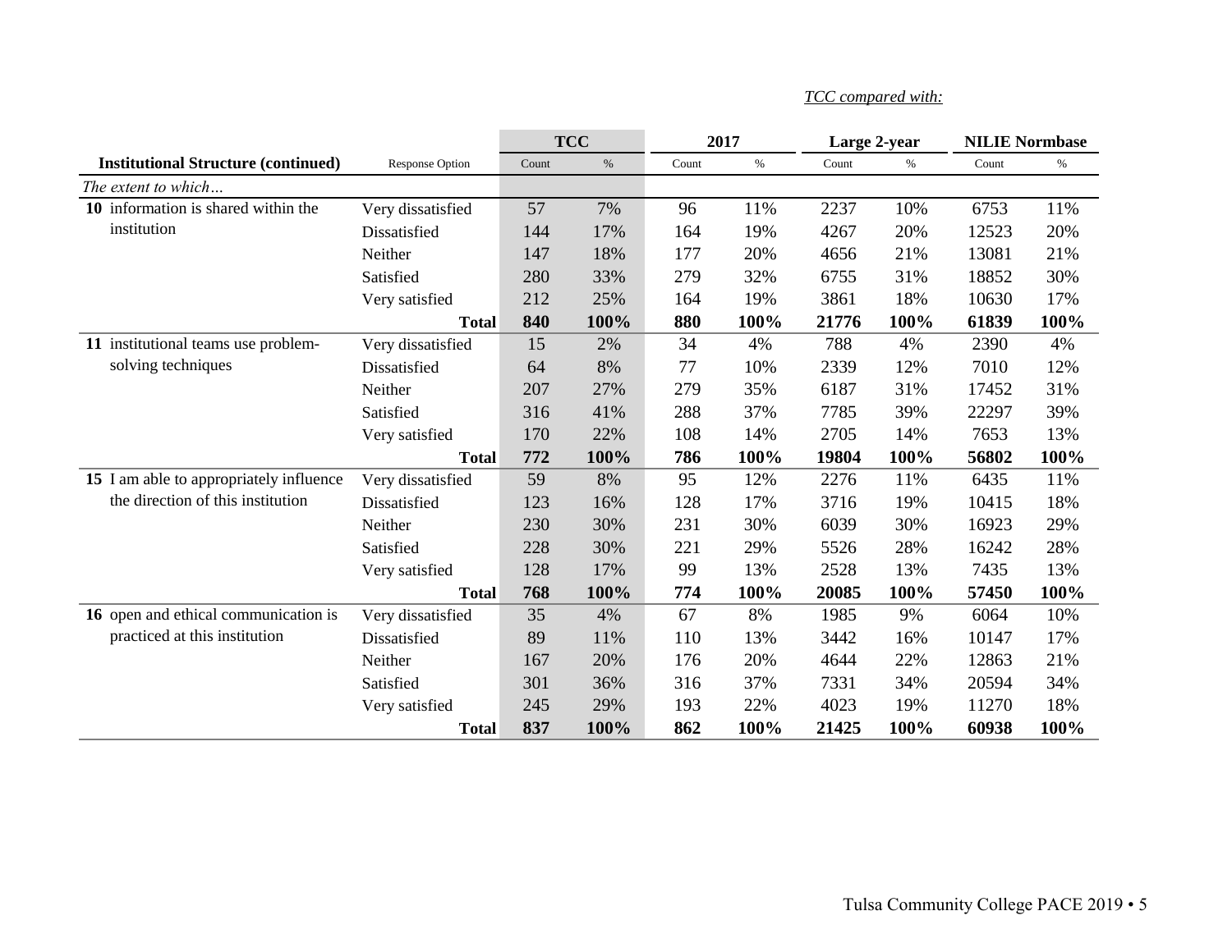*TCC compared with:*

| Institutional Structure (continued) | Response Option | TCC | | 2017 | | Large 2-year | | NILIE Normbase | |
|---|---|---|---|---|---|---|---|---|---|
| | | Count | % | Count | % | Count | % | Count | % |
| *The extent to which…* | | | | | | | | | |
| **10** information is shared within the institution | Very dissatisfied | 57 | 7% | 96 | 11% | 2237 | 10% | 6753 | 11% |
| | Dissatisfied | 144 | 17% | 164 | 19% | 4267 | 20% | 12523 | 20% |
| | Neither | 147 | 18% | 177 | 20% | 4656 | 21% | 13081 | 21% |
| | Satisfied | 280 | 33% | 279 | 32% | 6755 | 31% | 18852 | 30% |
| | Very satisfied | 212 | 25% | 164 | 19% | 3861 | 18% | 10630 | 17% |
| | **Total** | **840** | **100%** | **880** | **100%** | **21776** | **100%** | **61839** | **100%** |
| **11** institutional teams use problem-solving techniques | Very dissatisfied | 15 | 2% | 34 | 4% | 788 | 4% | 2390 | 4% |
| | Dissatisfied | 64 | 8% | 77 | 10% | 2339 | 12% | 7010 | 12% |
| | Neither | 207 | 27% | 279 | 35% | 6187 | 31% | 17452 | 31% |
| | Satisfied | 316 | 41% | 288 | 37% | 7785 | 39% | 22297 | 39% |
| | Very satisfied | 170 | 22% | 108 | 14% | 2705 | 14% | 7653 | 13% |
| | **Total** | **772** | **100%** | **786** | **100%** | **19804** | **100%** | **56802** | **100%** |
| **15** I am able to appropriately influence the direction of this institution | Very dissatisfied | 59 | 8% | 95 | 12% | 2276 | 11% | 6435 | 11% |
| | Dissatisfied | 123 | 16% | 128 | 17% | 3716 | 19% | 10415 | 18% |
| | Neither | 230 | 30% | 231 | 30% | 6039 | 30% | 16923 | 29% |
| | Satisfied | 228 | 30% | 221 | 29% | 5526 | 28% | 16242 | 28% |
| | Very satisfied | 128 | 17% | 99 | 13% | 2528 | 13% | 7435 | 13% |
| | **Total** | **768** | **100%** | **774** | **100%** | **20085** | **100%** | **57450** | **100%** |
| **16** open and ethical communication is practiced at this institution | Very dissatisfied | 35 | 4% | 67 | 8% | 1985 | 9% | 6064 | 10% |
| | Dissatisfied | 89 | 11% | 110 | 13% | 3442 | 16% | 10147 | 17% |
| | Neither | 167 | 20% | 176 | 20% | 4644 | 22% | 12863 | 21% |
| | Satisfied | 301 | 36% | 316 | 37% | 7331 | 34% | 20594 | 34% |
| | Very satisfied | 245 | 29% | 193 | 22% | 4023 | 19% | 11270 | 18% |
| | **Total** | **837** | **100%** | **862** | **100%** | **21425** | **100%** | **60938** | **100%** |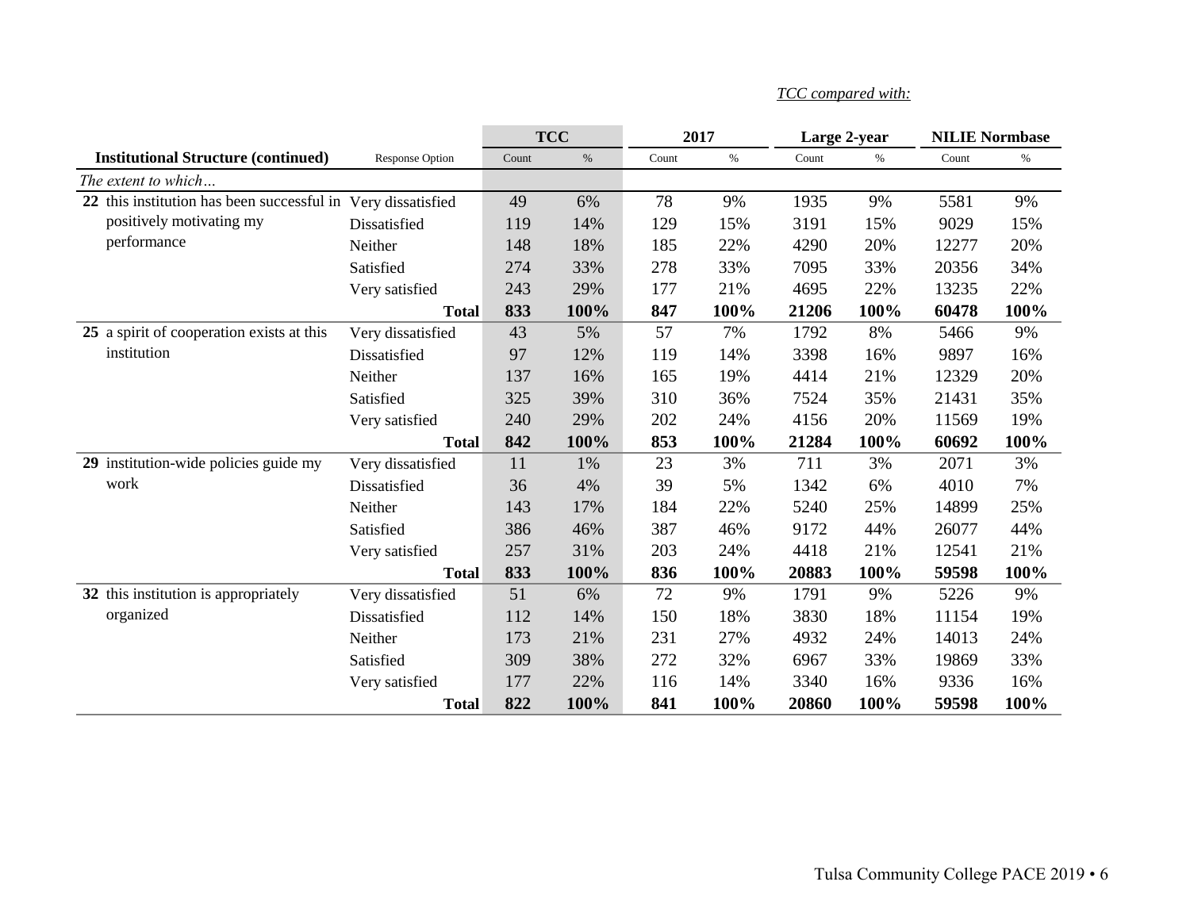*TCC compared with:*

| Institutional Structure (continued) | Response Option | TCC | | 2017 | | Large 2-year | | NILIE Normbase | |
|---|---|---|---|---|---|---|---|---|---|
| | | Count | % | Count | % | Count | % | Count | % |
| *The extent to which…* | | | | | | | | | |
| **22** this institution has been successful in positively motivating my performance | Very dissatisfied | 49 | 6% | 78 | 9% | 1935 | 9% | 5581 | 9% |
| | Dissatisfied | 119 | 14% | 129 | 15% | 3191 | 15% | 9029 | 15% |
| | Neither | 148 | 18% | 185 | 22% | 4290 | 20% | 12277 | 20% |
| | Satisfied | 274 | 33% | 278 | 33% | 7095 | 33% | 20356 | 34% |
| | Very satisfied | 243 | 29% | 177 | 21% | 4695 | 22% | 13235 | 22% |
| | **Total** | **833** | **100%** | **847** | **100%** | **21206** | **100%** | **60478** | **100%** |
| **25** a spirit of cooperation exists at this institution | Very dissatisfied | 43 | 5% | 57 | 7% | 1792 | 8% | 5466 | 9% |
| | Dissatisfied | 97 | 12% | 119 | 14% | 3398 | 16% | 9897 | 16% |
| | Neither | 137 | 16% | 165 | 19% | 4414 | 21% | 12329 | 20% |
| | Satisfied | 325 | 39% | 310 | 36% | 7524 | 35% | 21431 | 35% |
| | Very satisfied | 240 | 29% | 202 | 24% | 4156 | 20% | 11569 | 19% |
| | **Total** | **842** | **100%** | **853** | **100%** | **21284** | **100%** | **60692** | **100%** |
| **29** institution-wide policies guide my work | Very dissatisfied | 11 | 1% | 23 | 3% | 711 | 3% | 2071 | 3% |
| | Dissatisfied | 36 | 4% | 39 | 5% | 1342 | 6% | 4010 | 7% |
| | Neither | 143 | 17% | 184 | 22% | 5240 | 25% | 14899 | 25% |
| | Satisfied | 386 | 46% | 387 | 46% | 9172 | 44% | 26077 | 44% |
| | Very satisfied | 257 | 31% | 203 | 24% | 4418 | 21% | 12541 | 21% |
| | **Total** | **833** | **100%** | **836** | **100%** | **20883** | **100%** | **59598** | **100%** |
| **32** this institution is appropriately organized | Very dissatisfied | 51 | 6% | 72 | 9% | 1791 | 9% | 5226 | 9% |
| | Dissatisfied | 112 | 14% | 150 | 18% | 3830 | 18% | 11154 | 19% |
| | Neither | 173 | 21% | 231 | 27% | 4932 | 24% | 14013 | 24% |
| | Satisfied | 309 | 38% | 272 | 32% | 6967 | 33% | 19869 | 33% |
| | Very satisfied | 177 | 22% | 116 | 14% | 3340 | 16% | 9336 | 16% |
| | **Total** | **822** | **100%** | **841** | **100%** | **20860** | **100%** | **59598** | **100%** |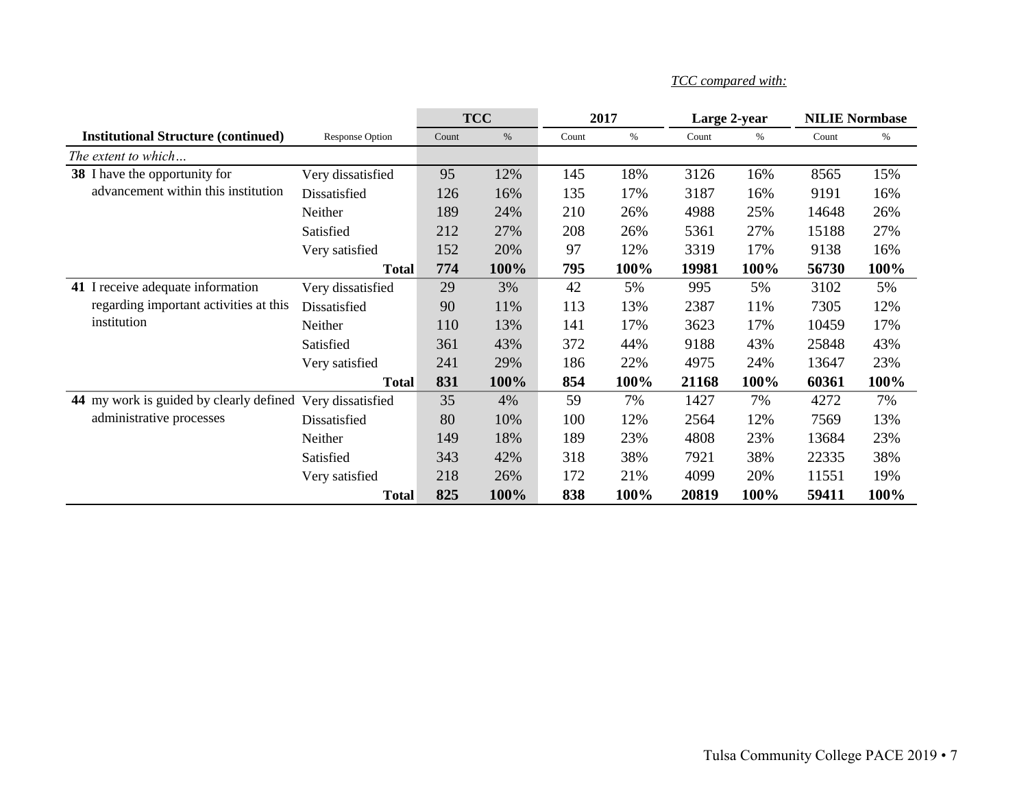*TCC compared with:*

| Institutional Structure (continued) | Response Option | TCC | | 2017 | | Large 2-year | | NILIE Normbase | |
|---|---|---|---|---|---|---|---|---|---|
| | | Count | % | Count | % | Count | % | Count | % |
| *The extent to which…* | | | | | | | | | |
| **38** I have the opportunity for advancement within this institution | Very dissatisfied | 95 | 12% | 145 | 18% | 3126 | 16% | 8565 | 15% |
| | Dissatisfied | 126 | 16% | 135 | 17% | 3187 | 16% | 9191 | 16% |
| | Neither | 189 | 24% | 210 | 26% | 4988 | 25% | 14648 | 26% |
| | Satisfied | 212 | 27% | 208 | 26% | 5361 | 27% | 15188 | 27% |
| | Very satisfied | 152 | 20% | 97 | 12% | 3319 | 17% | 9138 | 16% |
| | **Total** | **774** | **100%** | **795** | **100%** | **19981** | **100%** | **56730** | **100%** |
| **41** I receive adequate information regarding important activities at this institution | Very dissatisfied | 29 | 3% | 42 | 5% | 995 | 5% | 3102 | 5% |
| | Dissatisfied | 90 | 11% | 113 | 13% | 2387 | 11% | 7305 | 12% |
| | Neither | 110 | 13% | 141 | 17% | 3623 | 17% | 10459 | 17% |
| | Satisfied | 361 | 43% | 372 | 44% | 9188 | 43% | 25848 | 43% |
| | Very satisfied | 241 | 29% | 186 | 22% | 4975 | 24% | 13647 | 23% |
| | **Total** | **831** | **100%** | **854** | **100%** | **21168** | **100%** | **60361** | **100%** |
| **44** my work is guided by clearly defined administrative processes | Very dissatisfied | 35 | 4% | 59 | 7% | 1427 | 7% | 4272 | 7% |
| | Dissatisfied | 80 | 10% | 100 | 12% | 2564 | 12% | 7569 | 13% |
| | Neither | 149 | 18% | 189 | 23% | 4808 | 23% | 13684 | 23% |
| | Satisfied | 343 | 42% | 318 | 38% | 7921 | 38% | 22335 | 38% |
| | Very satisfied | 218 | 26% | 172 | 21% | 4099 | 20% | 11551 | 19% |
| | **Total** | **825** | **100%** | **838** | **100%** | **20819** | **100%** | **59411** | **100%** |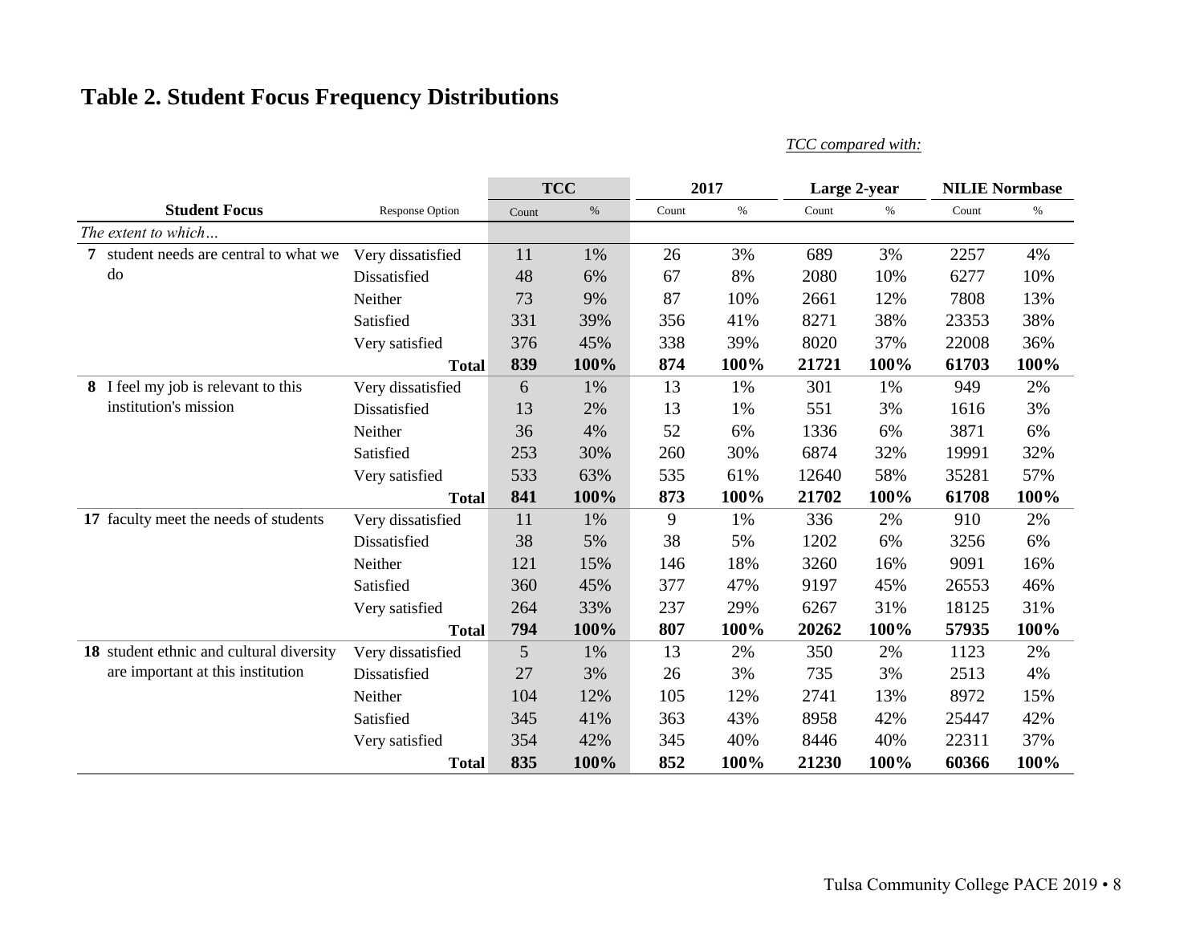# Table 2. Student Focus Frequency Distributions

*TCC compared with:*

| Student Focus | Response Option | TCC | | 2017 | | Large 2-year | | NILIE Normbase | |
|---|---|---|---|---|---|---|---|---|---|
| | | Count | % | Count | % | Count | % | Count | % |
| *The extent to which…* | | | | | | | | | |
| **7** student needs are central to what we do | Very dissatisfied | 11 | 1% | 26 | 3% | 689 | 3% | 2257 | 4% |
| | Dissatisfied | 48 | 6% | 67 | 8% | 2080 | 10% | 6277 | 10% |
| | Neither | 73 | 9% | 87 | 10% | 2661 | 12% | 7808 | 13% |
| | Satisfied | 331 | 39% | 356 | 41% | 8271 | 38% | 23353 | 38% |
| | Very satisfied | 376 | 45% | 338 | 39% | 8020 | 37% | 22008 | 36% |
| | **Total** | **839** | **100%** | **874** | **100%** | **21721** | **100%** | **61703** | **100%** |
| **8** I feel my job is relevant to this institution's mission | Very dissatisfied | 6 | 1% | 13 | 1% | 301 | 1% | 949 | 2% |
| | Dissatisfied | 13 | 2% | 13 | 1% | 551 | 3% | 1616 | 3% |
| | Neither | 36 | 4% | 52 | 6% | 1336 | 6% | 3871 | 6% |
| | Satisfied | 253 | 30% | 260 | 30% | 6874 | 32% | 19991 | 32% |
| | Very satisfied | 533 | 63% | 535 | 61% | 12640 | 58% | 35281 | 57% |
| | **Total** | **841** | **100%** | **873** | **100%** | **21702** | **100%** | **61708** | **100%** |
| **17** faculty meet the needs of students | Very dissatisfied | 11 | 1% | 9 | 1% | 336 | 2% | 910 | 2% |
| | Dissatisfied | 38 | 5% | 38 | 5% | 1202 | 6% | 3256 | 6% |
| | Neither | 121 | 15% | 146 | 18% | 3260 | 16% | 9091 | 16% |
| | Satisfied | 360 | 45% | 377 | 47% | 9197 | 45% | 26553 | 46% |
| | Very satisfied | 264 | 33% | 237 | 29% | 6267 | 31% | 18125 | 31% |
| | **Total** | **794** | **100%** | **807** | **100%** | **20262** | **100%** | **57935** | **100%** |
| **18** student ethnic and cultural diversity are important at this institution | Very dissatisfied | 5 | 1% | 13 | 2% | 350 | 2% | 1123 | 2% |
| | Dissatisfied | 27 | 3% | 26 | 3% | 735 | 3% | 2513 | 4% |
| | Neither | 104 | 12% | 105 | 12% | 2741 | 13% | 8972 | 15% |
| | Satisfied | 345 | 41% | 363 | 43% | 8958 | 42% | 25447 | 42% |
| | Very satisfied | 354 | 42% | 345 | 40% | 8446 | 40% | 22311 | 37% |
| | **Total** | **835** | **100%** | **852** | **100%** | **21230** | **100%** | **60366** | **100%** |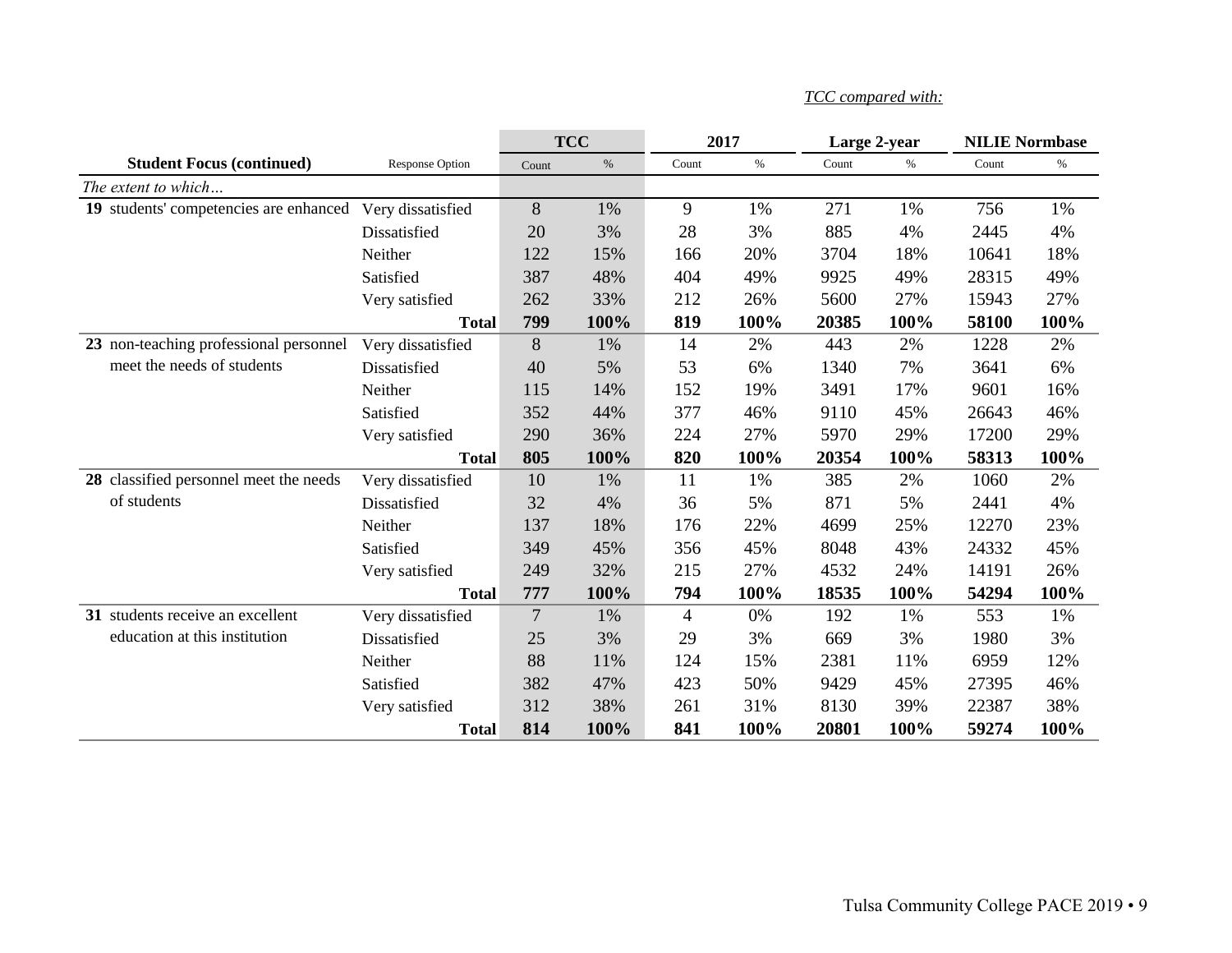*TCC compared with:*

| Student Focus (continued) | Response Option | TCC | | 2017 | | Large 2-year | | NILIE Normbase | |
|---|---|---|---|---|---|---|---|---|---|
| | | Count | % | Count | % | Count | % | Count | % |
| *The extent to which…* | | | | | | | | | |
| **19** students' competencies are enhanced | Very dissatisfied | 8 | 1% | 9 | 1% | 271 | 1% | 756 | 1% |
| | Dissatisfied | 20 | 3% | 28 | 3% | 885 | 4% | 2445 | 4% |
| | Neither | 122 | 15% | 166 | 20% | 3704 | 18% | 10641 | 18% |
| | Satisfied | 387 | 48% | 404 | 49% | 9925 | 49% | 28315 | 49% |
| | Very satisfied | 262 | 33% | 212 | 26% | 5600 | 27% | 15943 | 27% |
| | **Total** | **799** | **100%** | **819** | **100%** | **20385** | **100%** | **58100** | **100%** |
| **23** non-teaching professional personnel meet the needs of students | Very dissatisfied | 8 | 1% | 14 | 2% | 443 | 2% | 1228 | 2% |
| | Dissatisfied | 40 | 5% | 53 | 6% | 1340 | 7% | 3641 | 6% |
| | Neither | 115 | 14% | 152 | 19% | 3491 | 17% | 9601 | 16% |
| | Satisfied | 352 | 44% | 377 | 46% | 9110 | 45% | 26643 | 46% |
| | Very satisfied | 290 | 36% | 224 | 27% | 5970 | 29% | 17200 | 29% |
| | **Total** | **805** | **100%** | **820** | **100%** | **20354** | **100%** | **58313** | **100%** |
| **28** classified personnel meet the needs of students | Very dissatisfied | 10 | 1% | 11 | 1% | 385 | 2% | 1060 | 2% |
| | Dissatisfied | 32 | 4% | 36 | 5% | 871 | 5% | 2441 | 4% |
| | Neither | 137 | 18% | 176 | 22% | 4699 | 25% | 12270 | 23% |
| | Satisfied | 349 | 45% | 356 | 45% | 8048 | 43% | 24332 | 45% |
| | Very satisfied | 249 | 32% | 215 | 27% | 4532 | 24% | 14191 | 26% |
| | **Total** | **777** | **100%** | **794** | **100%** | **18535** | **100%** | **54294** | **100%** |
| **31** students receive an excellent education at this institution | Very dissatisfied | 7 | 1% | 4 | 0% | 192 | 1% | 553 | 1% |
| | Dissatisfied | 25 | 3% | 29 | 3% | 669 | 3% | 1980 | 3% |
| | Neither | 88 | 11% | 124 | 15% | 2381 | 11% | 6959 | 12% |
| | Satisfied | 382 | 47% | 423 | 50% | 9429 | 45% | 27395 | 46% |
| | Very satisfied | 312 | 38% | 261 | 31% | 8130 | 39% | 22387 | 38% |
| | **Total** | **814** | **100%** | **841** | **100%** | **20801** | **100%** | **59274** | **100%** |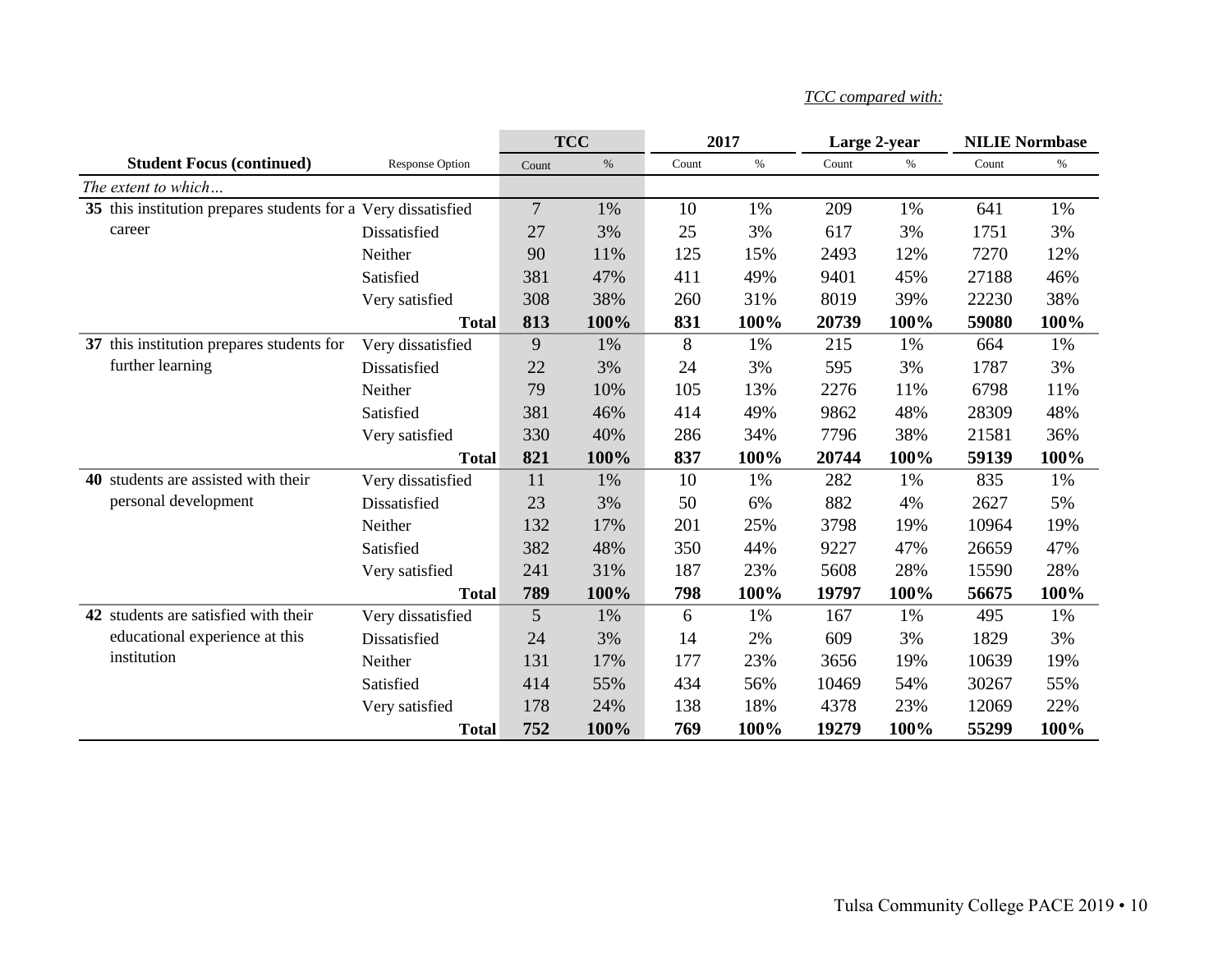*TCC compared with:*

| Student Focus (continued) | Response Option | TCC | | 2017 | | Large 2-year | | NILIE Normbase | |
|---|---|---|---|---|---|---|---|---|---|
| | | Count | % | Count | % | Count | % | Count | % |
| *The extent to which…* | | | | | | | | | |
| **35** this institution prepares students for a career | Very dissatisfied | 7 | 1% | 10 | 1% | 209 | 1% | 641 | 1% |
| | Dissatisfied | 27 | 3% | 25 | 3% | 617 | 3% | 1751 | 3% |
| | Neither | 90 | 11% | 125 | 15% | 2493 | 12% | 7270 | 12% |
| | Satisfied | 381 | 47% | 411 | 49% | 9401 | 45% | 27188 | 46% |
| | Very satisfied | 308 | 38% | 260 | 31% | 8019 | 39% | 22230 | 38% |
| | **Total** | **813** | **100%** | **831** | **100%** | **20739** | **100%** | **59080** | **100%** |
| **37** this institution prepares students for further learning | Very dissatisfied | 9 | 1% | 8 | 1% | 215 | 1% | 664 | 1% |
| | Dissatisfied | 22 | 3% | 24 | 3% | 595 | 3% | 1787 | 3% |
| | Neither | 79 | 10% | 105 | 13% | 2276 | 11% | 6798 | 11% |
| | Satisfied | 381 | 46% | 414 | 49% | 9862 | 48% | 28309 | 48% |
| | Very satisfied | 330 | 40% | 286 | 34% | 7796 | 38% | 21581 | 36% |
| | **Total** | **821** | **100%** | **837** | **100%** | **20744** | **100%** | **59139** | **100%** |
| **40** students are assisted with their personal development | Very dissatisfied | 11 | 1% | 10 | 1% | 282 | 1% | 835 | 1% |
| | Dissatisfied | 23 | 3% | 50 | 6% | 882 | 4% | 2627 | 5% |
| | Neither | 132 | 17% | 201 | 25% | 3798 | 19% | 10964 | 19% |
| | Satisfied | 382 | 48% | 350 | 44% | 9227 | 47% | 26659 | 47% |
| | Very satisfied | 241 | 31% | 187 | 23% | 5608 | 28% | 15590 | 28% |
| | **Total** | **789** | **100%** | **798** | **100%** | **19797** | **100%** | **56675** | **100%** |
| **42** students are satisfied with their educational experience at this institution | Very dissatisfied | 5 | 1% | 6 | 1% | 167 | 1% | 495 | 1% |
| | Dissatisfied | 24 | 3% | 14 | 2% | 609 | 3% | 1829 | 3% |
| | Neither | 131 | 17% | 177 | 23% | 3656 | 19% | 10639 | 19% |
| | Satisfied | 414 | 55% | 434 | 56% | 10469 | 54% | 30267 | 55% |
| | Very satisfied | 178 | 24% | 138 | 18% | 4378 | 23% | 12069 | 22% |
| | **Total** | **752** | **100%** | **769** | **100%** | **19279** | **100%** | **55299** | **100%** |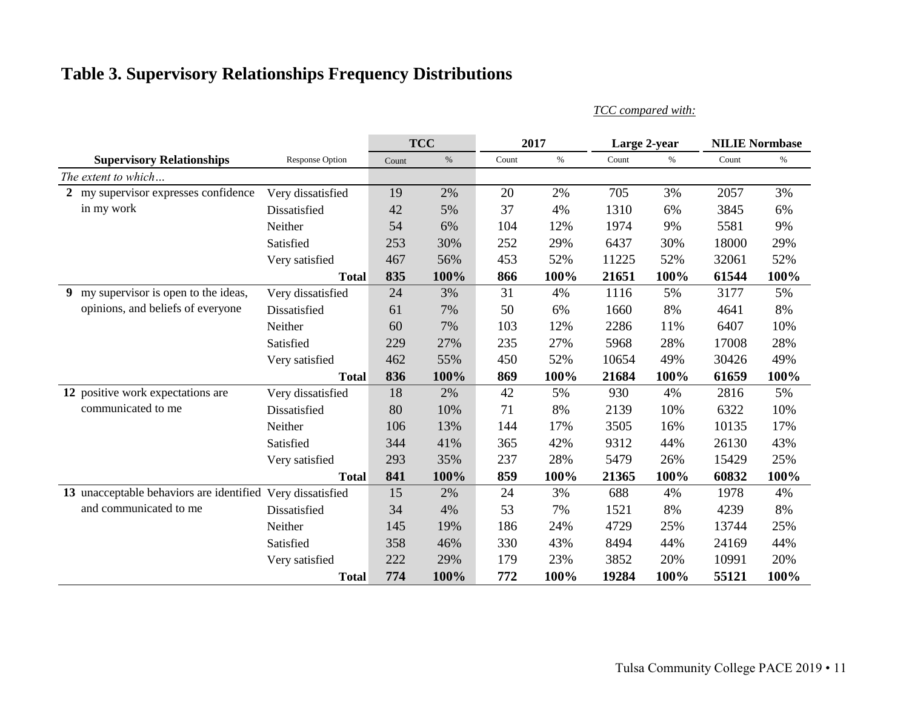# Table 3. Supervisory Relationships Frequency Distributions

*TCC compared with:*

| Supervisory Relationships | Response Option | TCC | | 2017 | | Large 2-year | | NILIE Normbase | |
|---|---|---|---|---|---|---|---|---|---|
| | | Count | % | Count | % | Count | % | Count | % |
| *The extent to which…* | | | | | | | | | |
| **2** my supervisor expresses confidence in my work | Very dissatisfied | 19 | 2% | 20 | 2% | 705 | 3% | 2057 | 3% |
| | Dissatisfied | 42 | 5% | 37 | 4% | 1310 | 6% | 3845 | 6% |
| | Neither | 54 | 6% | 104 | 12% | 1974 | 9% | 5581 | 9% |
| | Satisfied | 253 | 30% | 252 | 29% | 6437 | 30% | 18000 | 29% |
| | Very satisfied | 467 | 56% | 453 | 52% | 11225 | 52% | 32061 | 52% |
| | **Total** | **835** | **100%** | **866** | **100%** | **21651** | **100%** | **61544** | **100%** |
| **9** my supervisor is open to the ideas, opinions, and beliefs of everyone | Very dissatisfied | 24 | 3% | 31 | 4% | 1116 | 5% | 3177 | 5% |
| | Dissatisfied | 61 | 7% | 50 | 6% | 1660 | 8% | 4641 | 8% |
| | Neither | 60 | 7% | 103 | 12% | 2286 | 11% | 6407 | 10% |
| | Satisfied | 229 | 27% | 235 | 27% | 5968 | 28% | 17008 | 28% |
| | Very satisfied | 462 | 55% | 450 | 52% | 10654 | 49% | 30426 | 49% |
| | **Total** | **836** | **100%** | **869** | **100%** | **21684** | **100%** | **61659** | **100%** |
| **12** positive work expectations are communicated to me | Very dissatisfied | 18 | 2% | 42 | 5% | 930 | 4% | 2816 | 5% |
| | Dissatisfied | 80 | 10% | 71 | 8% | 2139 | 10% | 6322 | 10% |
| | Neither | 106 | 13% | 144 | 17% | 3505 | 16% | 10135 | 17% |
| | Satisfied | 344 | 41% | 365 | 42% | 9312 | 44% | 26130 | 43% |
| | Very satisfied | 293 | 35% | 237 | 28% | 5479 | 26% | 15429 | 25% |
| | **Total** | **841** | **100%** | **859** | **100%** | **21365** | **100%** | **60832** | **100%** |
| **13** unacceptable behaviors are identified and communicated to me | Very dissatisfied | 15 | 2% | 24 | 3% | 688 | 4% | 1978 | 4% |
| | Dissatisfied | 34 | 4% | 53 | 7% | 1521 | 8% | 4239 | 8% |
| | Neither | 145 | 19% | 186 | 24% | 4729 | 25% | 13744 | 25% |
| | Satisfied | 358 | 46% | 330 | 43% | 8494 | 44% | 24169 | 44% |
| | Very satisfied | 222 | 29% | 179 | 23% | 3852 | 20% | 10991 | 20% |
| | **Total** | **774** | **100%** | **772** | **100%** | **19284** | **100%** | **55121** | **100%** |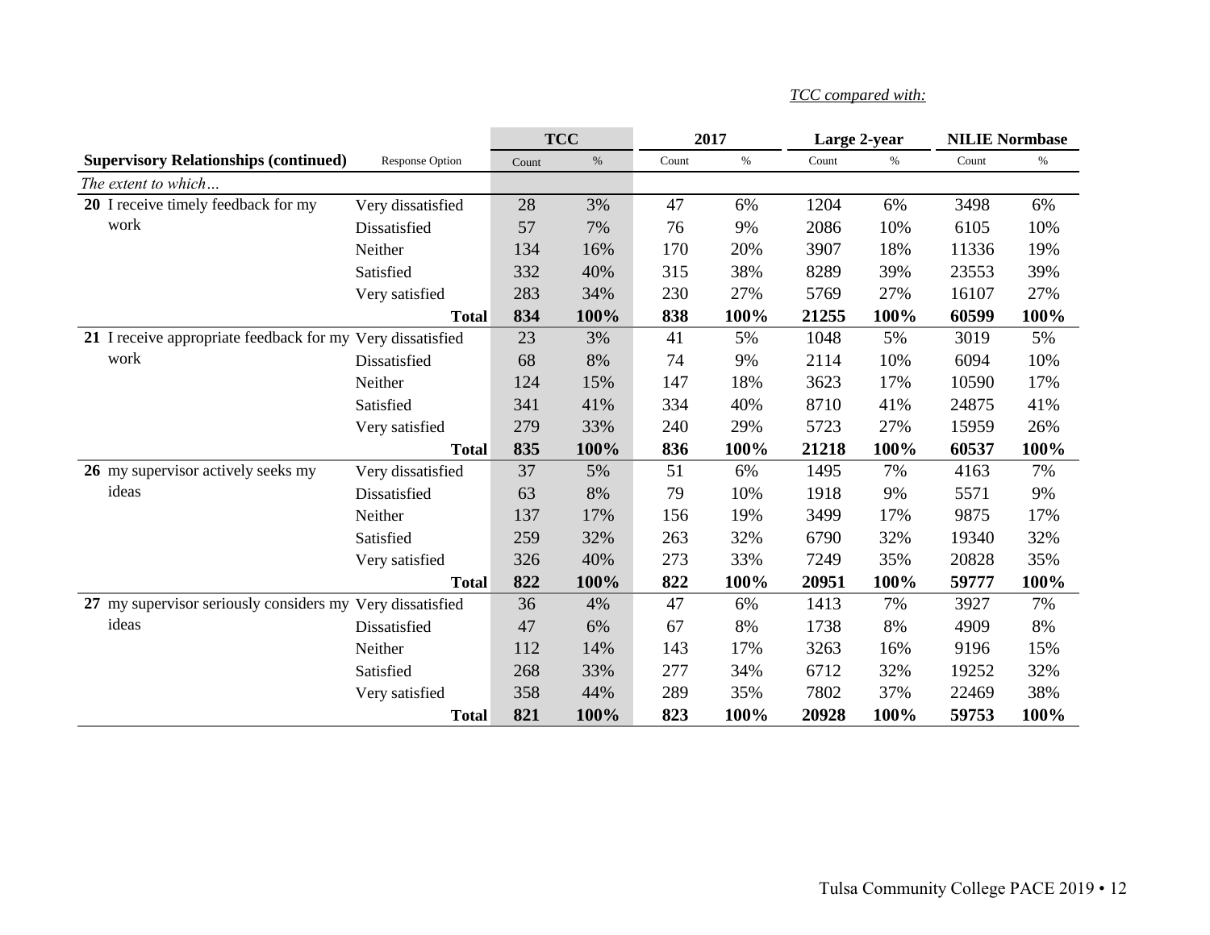*TCC compared with:*

| | | TCC | | 2017 | | Large 2-year | | NILIE Normbase | |
|---|---|---|---|---|---|---|---|---|---|
| **Supervisory Relationships (continued)** | Response Option | Count | % | Count | % | Count | % | Count | % |
| *The extent to which…* | | | | | | | | | |
| **20** I receive timely feedback for my work | Very dissatisfied | 28 | 3% | 47 | 6% | 1204 | 6% | 3498 | 6% |
| | Dissatisfied | 57 | 7% | 76 | 9% | 2086 | 10% | 6105 | 10% |
| | Neither | 134 | 16% | 170 | 20% | 3907 | 18% | 11336 | 19% |
| | Satisfied | 332 | 40% | 315 | 38% | 8289 | 39% | 23553 | 39% |
| | Very satisfied | 283 | 34% | 230 | 27% | 5769 | 27% | 16107 | 27% |
| | **Total** | **834** | **100%** | **838** | **100%** | **21255** | **100%** | **60599** | **100%** |
| **21** I receive appropriate feedback for my work | Very dissatisfied | 23 | 3% | 41 | 5% | 1048 | 5% | 3019 | 5% |
| | Dissatisfied | 68 | 8% | 74 | 9% | 2114 | 10% | 6094 | 10% |
| | Neither | 124 | 15% | 147 | 18% | 3623 | 17% | 10590 | 17% |
| | Satisfied | 341 | 41% | 334 | 40% | 8710 | 41% | 24875 | 41% |
| | Very satisfied | 279 | 33% | 240 | 29% | 5723 | 27% | 15959 | 26% |
| | **Total** | **835** | **100%** | **836** | **100%** | **21218** | **100%** | **60537** | **100%** |
| **26** my supervisor actively seeks my ideas | Very dissatisfied | 37 | 5% | 51 | 6% | 1495 | 7% | 4163 | 7% |
| | Dissatisfied | 63 | 8% | 79 | 10% | 1918 | 9% | 5571 | 9% |
| | Neither | 137 | 17% | 156 | 19% | 3499 | 17% | 9875 | 17% |
| | Satisfied | 259 | 32% | 263 | 32% | 6790 | 32% | 19340 | 32% |
| | Very satisfied | 326 | 40% | 273 | 33% | 7249 | 35% | 20828 | 35% |
| | **Total** | **822** | **100%** | **822** | **100%** | **20951** | **100%** | **59777** | **100%** |
| **27** my supervisor seriously considers my ideas | Very dissatisfied | 36 | 4% | 47 | 6% | 1413 | 7% | 3927 | 7% |
| | Dissatisfied | 47 | 6% | 67 | 8% | 1738 | 8% | 4909 | 8% |
| | Neither | 112 | 14% | 143 | 17% | 3263 | 16% | 9196 | 15% |
| | Satisfied | 268 | 33% | 277 | 34% | 6712 | 32% | 19252 | 32% |
| | Very satisfied | 358 | 44% | 289 | 35% | 7802 | 37% | 22469 | 38% |
| | **Total** | **821** | **100%** | **823** | **100%** | **20928** | **100%** | **59753** | **100%** |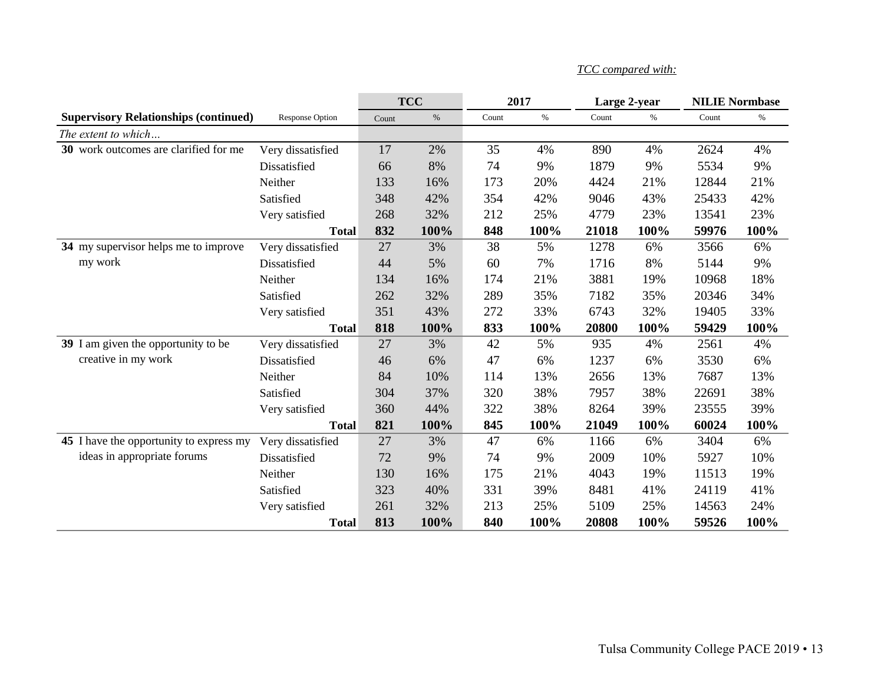*TCC compared with:*

| Supervisory Relationships (continued) | Response Option | TCC | | 2017 | | Large 2-year | | NILIE Normbase | |
|---|---|---|---|---|---|---|---|---|---|
| | | Count | % | Count | % | Count | % | Count | % |
| *The extent to which…* | | | | | | | | | |
| **30** work outcomes are clarified for me | Very dissatisfied | 17 | 2% | 35 | 4% | 890 | 4% | 2624 | 4% |
| | Dissatisfied | 66 | 8% | 74 | 9% | 1879 | 9% | 5534 | 9% |
| | Neither | 133 | 16% | 173 | 20% | 4424 | 21% | 12844 | 21% |
| | Satisfied | 348 | 42% | 354 | 42% | 9046 | 43% | 25433 | 42% |
| | Very satisfied | 268 | 32% | 212 | 25% | 4779 | 23% | 13541 | 23% |
| | **Total** | **832** | **100%** | **848** | **100%** | **21018** | **100%** | **59976** | **100%** |
| **34** my supervisor helps me to improve my work | Very dissatisfied | 27 | 3% | 38 | 5% | 1278 | 6% | 3566 | 6% |
| | Dissatisfied | 44 | 5% | 60 | 7% | 1716 | 8% | 5144 | 9% |
| | Neither | 134 | 16% | 174 | 21% | 3881 | 19% | 10968 | 18% |
| | Satisfied | 262 | 32% | 289 | 35% | 7182 | 35% | 20346 | 34% |
| | Very satisfied | 351 | 43% | 272 | 33% | 6743 | 32% | 19405 | 33% |
| | **Total** | **818** | **100%** | **833** | **100%** | **20800** | **100%** | **59429** | **100%** |
| **39** I am given the opportunity to be creative in my work | Very dissatisfied | 27 | 3% | 42 | 5% | 935 | 4% | 2561 | 4% |
| | Dissatisfied | 46 | 6% | 47 | 6% | 1237 | 6% | 3530 | 6% |
| | Neither | 84 | 10% | 114 | 13% | 2656 | 13% | 7687 | 13% |
| | Satisfied | 304 | 37% | 320 | 38% | 7957 | 38% | 22691 | 38% |
| | Very satisfied | 360 | 44% | 322 | 38% | 8264 | 39% | 23555 | 39% |
| | **Total** | **821** | **100%** | **845** | **100%** | **21049** | **100%** | **60024** | **100%** |
| **45** I have the opportunity to express my ideas in appropriate forums | Very dissatisfied | 27 | 3% | 47 | 6% | 1166 | 6% | 3404 | 6% |
| | Dissatisfied | 72 | 9% | 74 | 9% | 2009 | 10% | 5927 | 10% |
| | Neither | 130 | 16% | 175 | 21% | 4043 | 19% | 11513 | 19% |
| | Satisfied | 323 | 40% | 331 | 39% | 8481 | 41% | 24119 | 41% |
| | Very satisfied | 261 | 32% | 213 | 25% | 5109 | 25% | 14563 | 24% |
| | **Total** | **813** | **100%** | **840** | **100%** | **20808** | **100%** | **59526** | **100%** |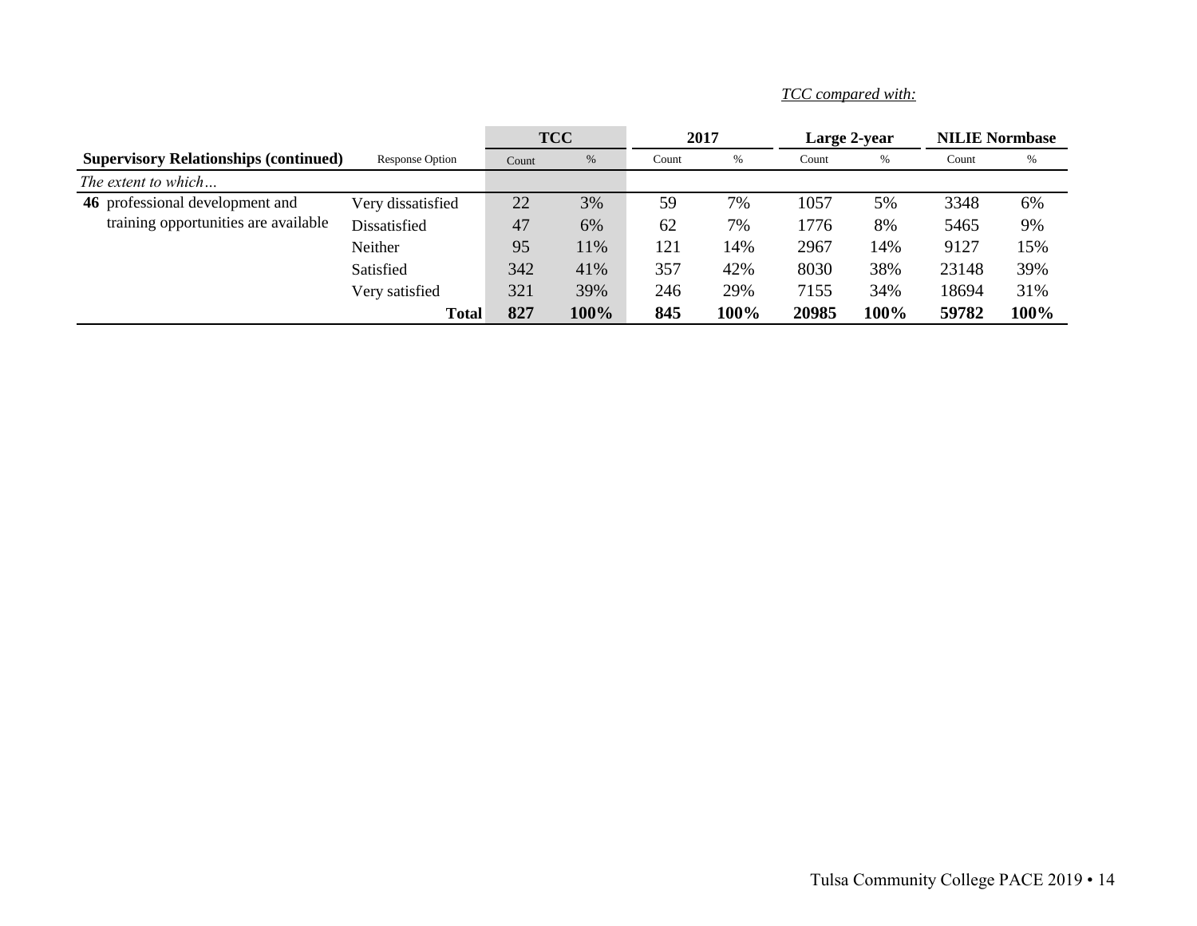*TCC compared with:*

| Supervisory Relationships (continued) | Response Option | TCC | | 2017 | | Large 2-year | | NILIE Normbase | |
|---|---|---|---|---|---|---|---|---|---|
| | | Count | % | Count | % | Count | % | Count | % |
| *The extent to which…* | | | | | | | | | |
| **46** professional development and training opportunities are available | Very dissatisfied | 22 | 3% | 59 | 7% | 1057 | 5% | 3348 | 6% |
| | Dissatisfied | 47 | 6% | 62 | 7% | 1776 | 8% | 5465 | 9% |
| | Neither | 95 | 11% | 121 | 14% | 2967 | 14% | 9127 | 15% |
| | Satisfied | 342 | 41% | 357 | 42% | 8030 | 38% | 23148 | 39% |
| | Very satisfied | 321 | 39% | 246 | 29% | 7155 | 34% | 18694 | 31% |
| | **Total** | **827** | **100%** | **845** | **100%** | **20985** | **100%** | **59782** | **100%** |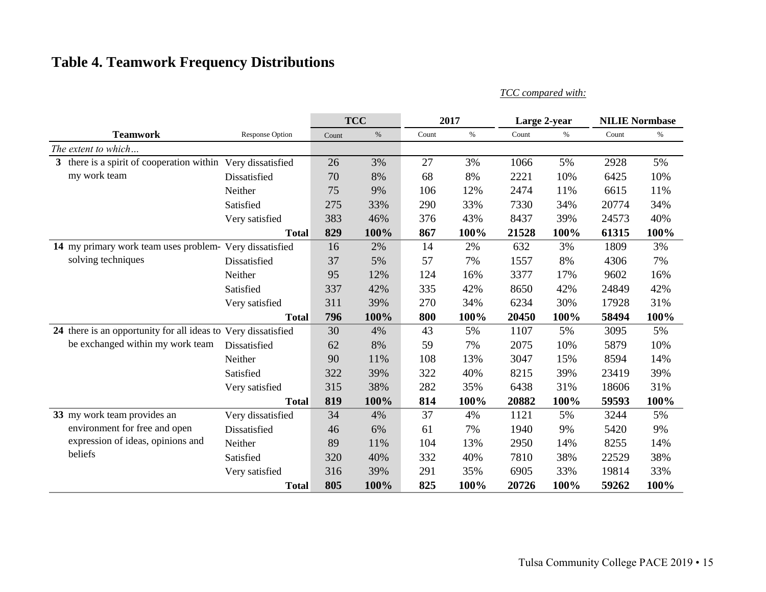## Table 4. Teamwork Frequency Distributions

*TCC compared with:*

| Teamwork | Response Option | TCC | | 2017 | | Large 2-year | | NILIE Normbase | |
|---|---|---|---|---|---|---|---|---|---|
| | | Count | % | Count | % | Count | % | Count | % |
| *The extent to which…* | | | | | | | | | |
| **3** there is a spirit of cooperation within my work team | Very dissatisfied | 26 | 3% | 27 | 3% | 1066 | 5% | 2928 | 5% |
| | Dissatisfied | 70 | 8% | 68 | 8% | 2221 | 10% | 6425 | 10% |
| | Neither | 75 | 9% | 106 | 12% | 2474 | 11% | 6615 | 11% |
| | Satisfied | 275 | 33% | 290 | 33% | 7330 | 34% | 20774 | 34% |
| | Very satisfied | 383 | 46% | 376 | 43% | 8437 | 39% | 24573 | 40% |
| | **Total** | **829** | **100%** | **867** | **100%** | **21528** | **100%** | **61315** | **100%** |
| **14** my primary work team uses problem-solving techniques | Very dissatisfied | 16 | 2% | 14 | 2% | 632 | 3% | 1809 | 3% |
| | Dissatisfied | 37 | 5% | 57 | 7% | 1557 | 8% | 4306 | 7% |
| | Neither | 95 | 12% | 124 | 16% | 3377 | 17% | 9602 | 16% |
| | Satisfied | 337 | 42% | 335 | 42% | 8650 | 42% | 24849 | 42% |
| | Very satisfied | 311 | 39% | 270 | 34% | 6234 | 30% | 17928 | 31% |
| | **Total** | **796** | **100%** | **800** | **100%** | **20450** | **100%** | **58494** | **100%** |
| **24** there is an opportunity for all ideas to be exchanged within my work team | Very dissatisfied | 30 | 4% | 43 | 5% | 1107 | 5% | 3095 | 5% |
| | Dissatisfied | 62 | 8% | 59 | 7% | 2075 | 10% | 5879 | 10% |
| | Neither | 90 | 11% | 108 | 13% | 3047 | 15% | 8594 | 14% |
| | Satisfied | 322 | 39% | 322 | 40% | 8215 | 39% | 23419 | 39% |
| | Very satisfied | 315 | 38% | 282 | 35% | 6438 | 31% | 18606 | 31% |
| | **Total** | **819** | **100%** | **814** | **100%** | **20882** | **100%** | **59593** | **100%** |
| **33** my work team provides an environment for free and open expression of ideas, opinions and beliefs | Very dissatisfied | 34 | 4% | 37 | 4% | 1121 | 5% | 3244 | 5% |
| | Dissatisfied | 46 | 6% | 61 | 7% | 1940 | 9% | 5420 | 9% |
| | Neither | 89 | 11% | 104 | 13% | 2950 | 14% | 8255 | 14% |
| | Satisfied | 320 | 40% | 332 | 40% | 7810 | 38% | 22529 | 38% |
| | Very satisfied | 316 | 39% | 291 | 35% | 6905 | 33% | 19814 | 33% |
| | **Total** | **805** | **100%** | **825** | **100%** | **20726** | **100%** | **59262** | **100%** |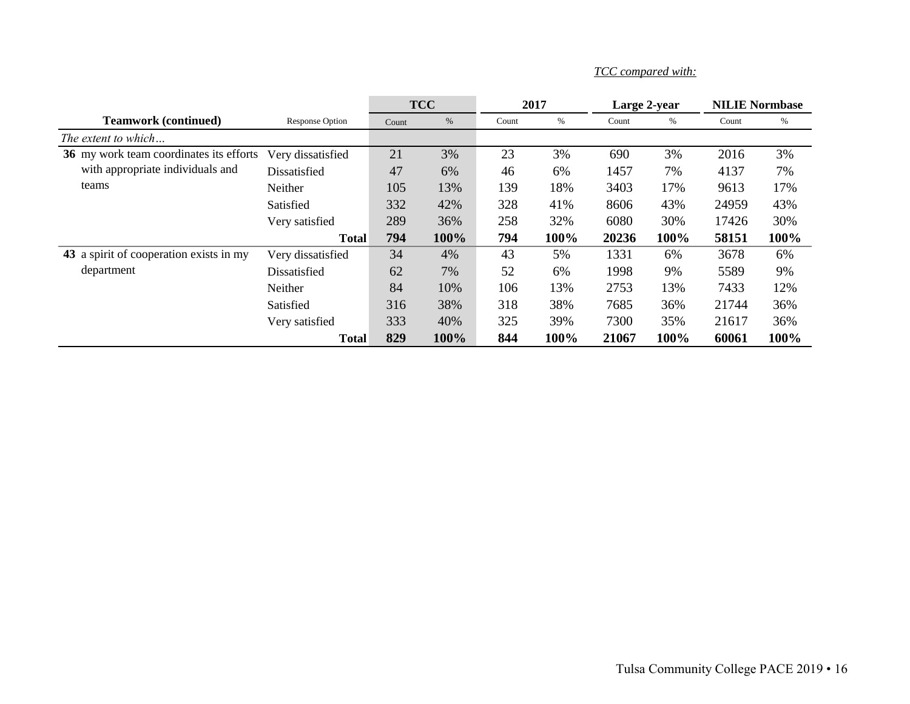*TCC compared with:*

| Teamwork (continued) | Response Option | TCC | | 2017 | | Large 2-year | | NILIE Normbase | |
|---|---|---|---|---|---|---|---|---|---|
| | | Count | % | Count | % | Count | % | Count | % |
| *The extent to which…* | | | | | | | | | |
| **36** my work team coordinates its efforts with appropriate individuals and teams | Very dissatisfied | 21 | 3% | 23 | 3% | 690 | 3% | 2016 | 3% |
| | Dissatisfied | 47 | 6% | 46 | 6% | 1457 | 7% | 4137 | 7% |
| | Neither | 105 | 13% | 139 | 18% | 3403 | 17% | 9613 | 17% |
| | Satisfied | 332 | 42% | 328 | 41% | 8606 | 43% | 24959 | 43% |
| | Very satisfied | 289 | 36% | 258 | 32% | 6080 | 30% | 17426 | 30% |
| | **Total** | **794** | **100%** | **794** | **100%** | **20236** | **100%** | **58151** | **100%** |
| **43** a spirit of cooperation exists in my department | Very dissatisfied | 34 | 4% | 43 | 5% | 1331 | 6% | 3678 | 6% |
| | Dissatisfied | 62 | 7% | 52 | 6% | 1998 | 9% | 5589 | 9% |
| | Neither | 84 | 10% | 106 | 13% | 2753 | 13% | 7433 | 12% |
| | Satisfied | 316 | 38% | 318 | 38% | 7685 | 36% | 21744 | 36% |
| | Very satisfied | 333 | 40% | 325 | 39% | 7300 | 35% | 21617 | 36% |
| | **Total** | **829** | **100%** | **844** | **100%** | **21067** | **100%** | **60061** | **100%** |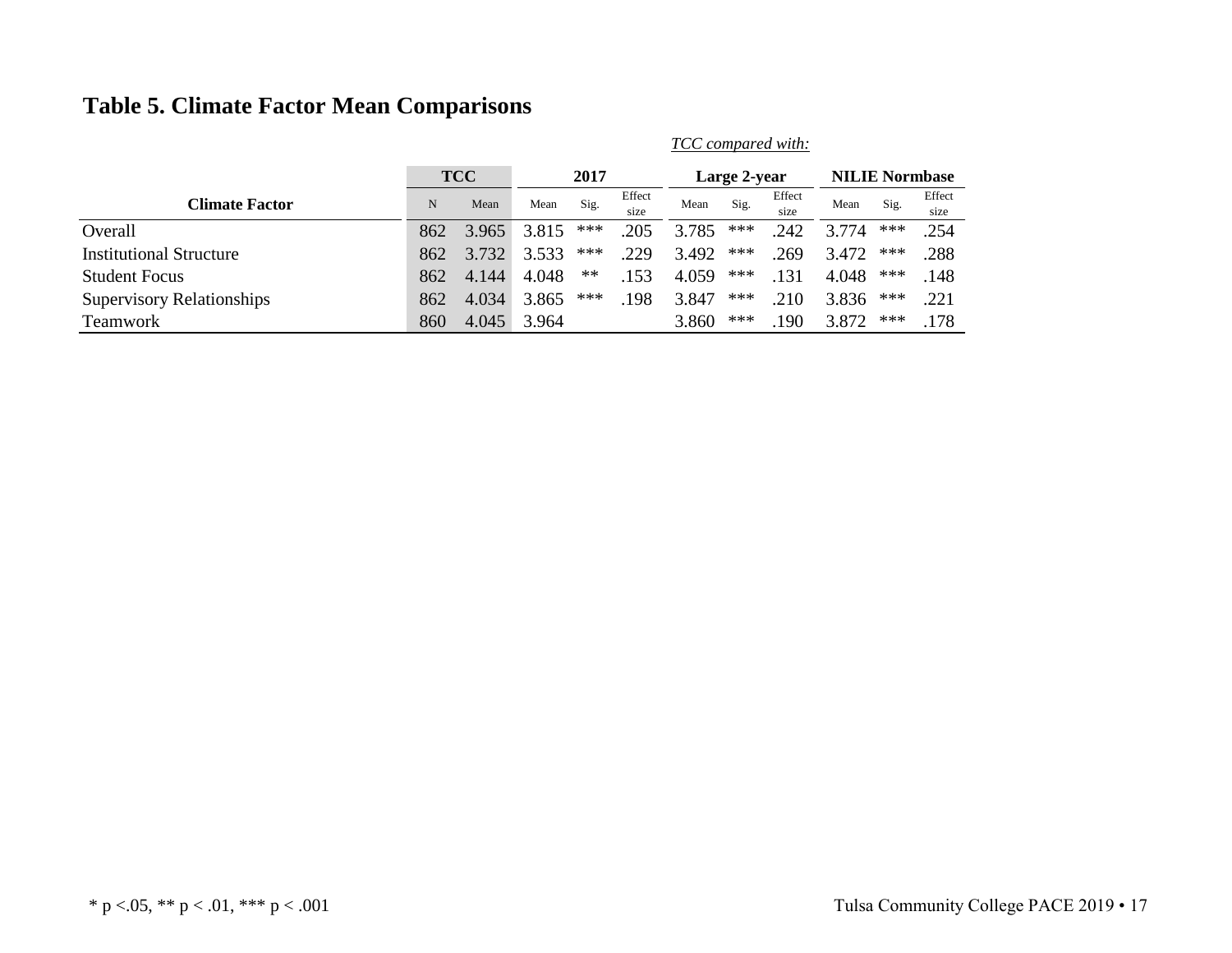## Table 5. Climate Factor Mean Comparisons

*TCC compared with:*

| Climate Factor | TCC | | 2017 | | | Large 2-year | | | NILIE Normbase | | |
|---|---|---|---|---|---|---|---|---|---|---|---|
| | N | Mean | Mean | Sig. | Effect size | Mean | Sig. | Effect size | Mean | Sig. | Effect size |
| Overall | 862 | 3.965 | 3.815 | *** | .205 | 3.785 | *** | .242 | 3.774 | *** | .254 |
| Institutional Structure | 862 | 3.732 | 3.533 | *** | .229 | 3.492 | *** | .269 | 3.472 | *** | .288 |
| Student Focus | 862 | 4.144 | 4.048 | ** | .153 | 4.059 | *** | .131 | 4.048 | *** | .148 |
| Supervisory Relationships | 862 | 4.034 | 3.865 | *** | .198 | 3.847 | *** | .210 | 3.836 | *** | .221 |
| Teamwork | 860 | 4.045 | 3.964 | | | 3.860 | *** | .190 | 3.872 | *** | .178 |

* $p < .05$, ** $p < .01$, *** $p < .001$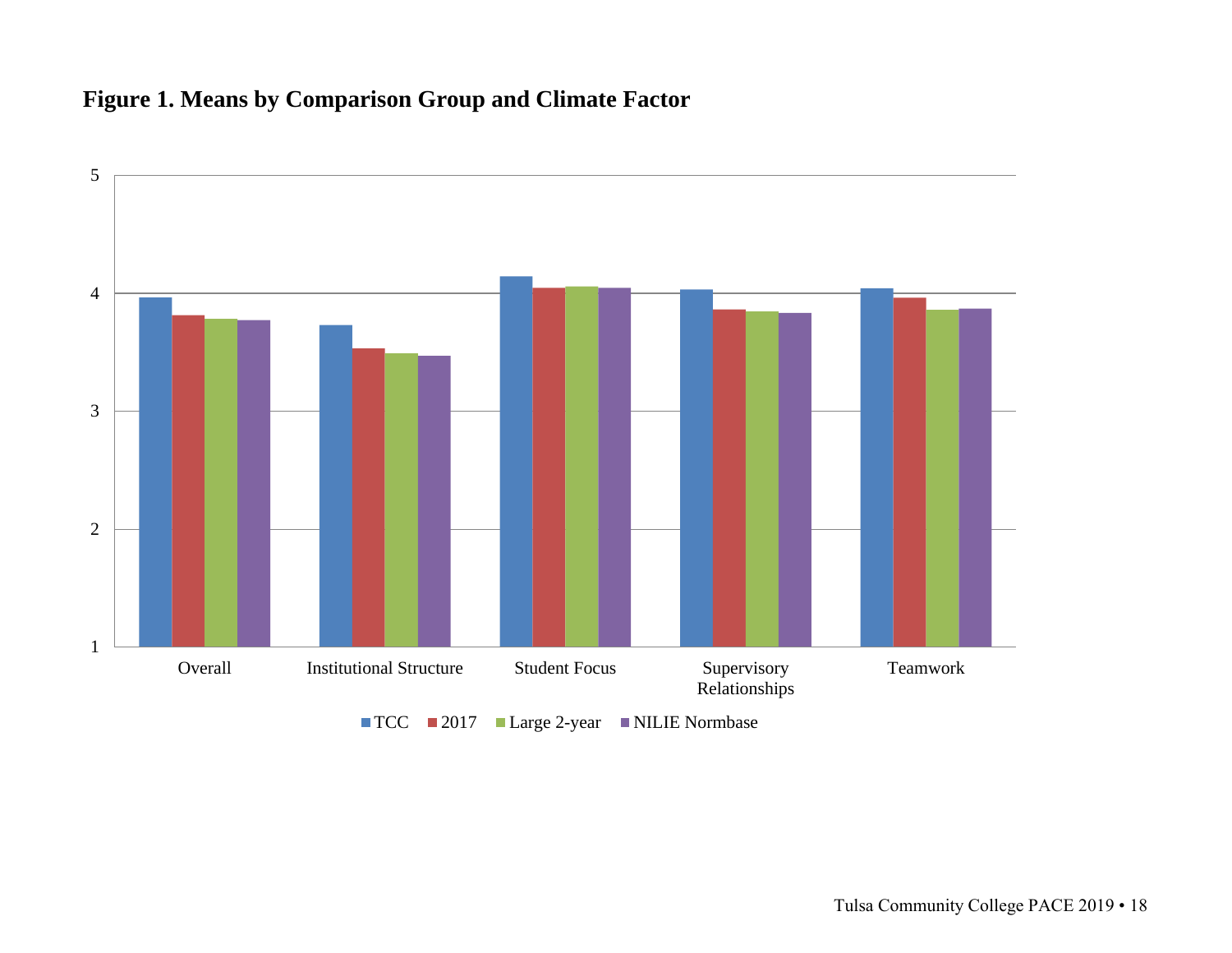**Figure 1. Means by Comparison Group and Climate Factor**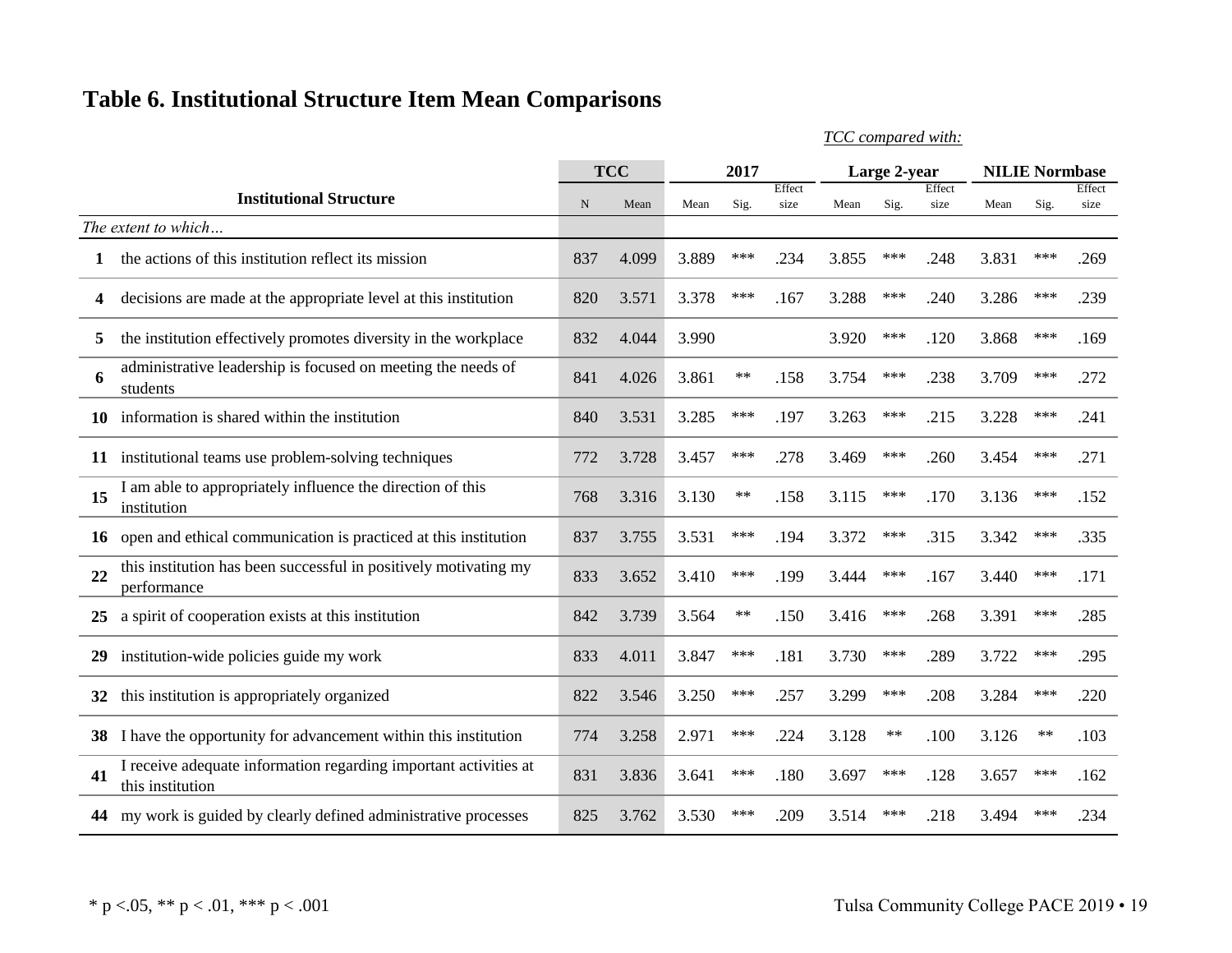## Table 6. Institutional Structure Item Mean Comparisons

*TCC compared with:*

| | Institutional Structure | TCC | | 2017 | | | Large 2-year | | | NILIE Normbase | | |
|---|---|---|---|---|---|---|---|---|---|---|---|---|
| | | N | Mean | Mean | Sig. | Effect size | Mean | Sig. | Effect size | Mean | Sig. | Effect size |
| | *The extent to which…* | | | | | | | | | | | |
| **1** | the actions of this institution reflect its mission | 837 | 4.099 | 3.889 | *** | .234 | 3.855 | *** | .248 | 3.831 | *** | .269 |
| **4** | decisions are made at the appropriate level at this institution | 820 | 3.571 | 3.378 | *** | .167 | 3.288 | *** | .240 | 3.286 | *** | .239 |
| **5** | the institution effectively promotes diversity in the workplace | 832 | 4.044 | 3.990 | | | 3.920 | *** | .120 | 3.868 | *** | .169 |
| **6** | administrative leadership is focused on meeting the needs of students | 841 | 4.026 | 3.861 | ** | .158 | 3.754 | *** | .238 | 3.709 | *** | .272 |
| **10** | information is shared within the institution | 840 | 3.531 | 3.285 | *** | .197 | 3.263 | *** | .215 | 3.228 | *** | .241 |
| **11** | institutional teams use problem-solving techniques | 772 | 3.728 | 3.457 | *** | .278 | 3.469 | *** | .260 | 3.454 | *** | .271 |
| **15** | I am able to appropriately influence the direction of this institution | 768 | 3.316 | 3.130 | ** | .158 | 3.115 | *** | .170 | 3.136 | *** | .152 |
| **16** | open and ethical communication is practiced at this institution | 837 | 3.755 | 3.531 | *** | .194 | 3.372 | *** | .315 | 3.342 | *** | .335 |
| **22** | this institution has been successful in positively motivating my performance | 833 | 3.652 | 3.410 | *** | .199 | 3.444 | *** | .167 | 3.440 | *** | .171 |
| **25** | a spirit of cooperation exists at this institution | 842 | 3.739 | 3.564 | ** | .150 | 3.416 | *** | .268 | 3.391 | *** | .285 |
| **29** | institution-wide policies guide my work | 833 | 4.011 | 3.847 | *** | .181 | 3.730 | *** | .289 | 3.722 | *** | .295 |
| **32** | this institution is appropriately organized | 822 | 3.546 | 3.250 | *** | .257 | 3.299 | *** | .208 | 3.284 | *** | .220 |
| **38** | I have the opportunity for advancement within this institution | 774 | 3.258 | 2.971 | *** | .224 | 3.128 | ** | .100 | 3.126 | ** | .103 |
| **41** | I receive adequate information regarding important activities at this institution | 831 | 3.836 | 3.641 | *** | .180 | 3.697 | *** | .128 | 3.657 | *** | .162 |
| **44** | my work is guided by clearly defined administrative processes | 825 | 3.762 | 3.530 | *** | .209 | 3.514 | *** | .218 | 3.494 | *** | .234 |

* p <.05, ** p < .01, *** p < .001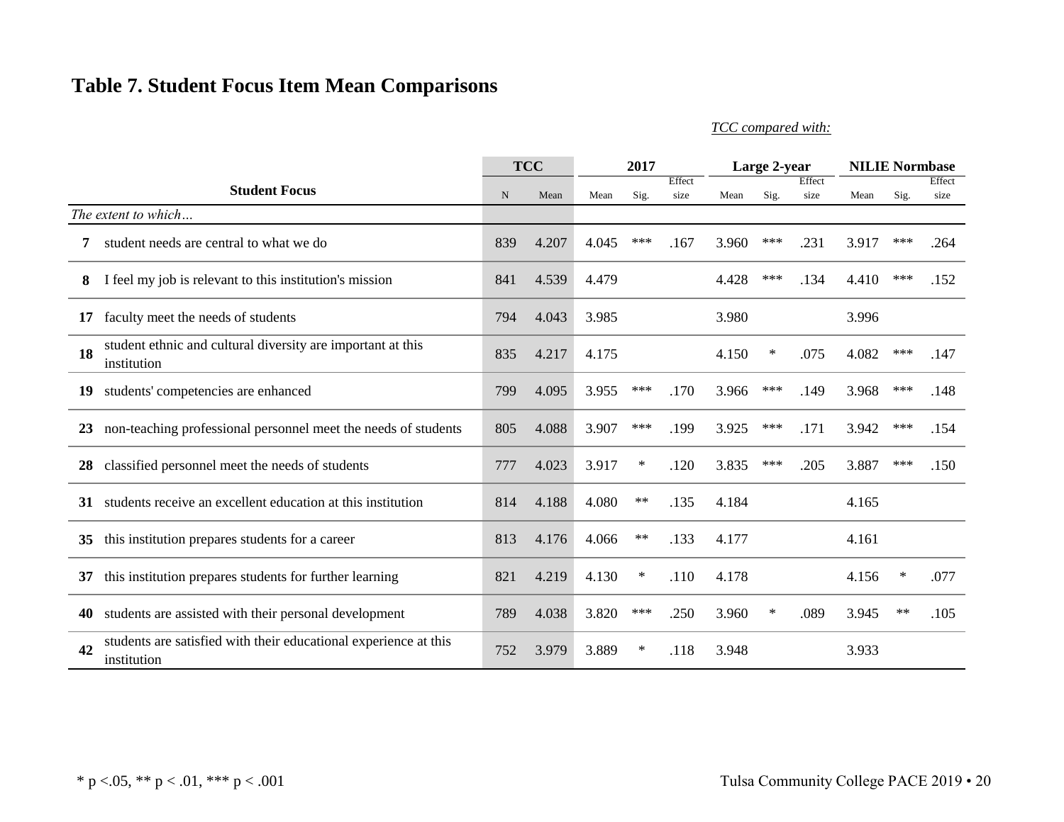## Table 7. Student Focus Item Mean Comparisons

*TCC compared with:*

| | Student Focus | TCC | | 2017 | | | Large 2-year | | | NILIE Normbase | | |
|---|---|---|---|---|---|---|---|---|---|---|---|---|
| | | N | Mean | Mean | Sig. | Effect size | Mean | Sig. | Effect size | Mean | Sig. | Effect size |
| | *The extent to which…* | | | | | | | | | | | |
| **7** | student needs are central to what we do | 839 | 4.207 | 4.045 | *** | .167 | 3.960 | *** | .231 | 3.917 | *** | .264 |
| **8** | I feel my job is relevant to this institution's mission | 841 | 4.539 | 4.479 | | | 4.428 | *** | .134 | 4.410 | *** | .152 |
| **17** | faculty meet the needs of students | 794 | 4.043 | 3.985 | | | 3.980 | | | 3.996 | | |
| **18** | student ethnic and cultural diversity are important at this institution | 835 | 4.217 | 4.175 | | | 4.150 | * | .075 | 4.082 | *** | .147 |
| **19** | students' competencies are enhanced | 799 | 4.095 | 3.955 | *** | .170 | 3.966 | *** | .149 | 3.968 | *** | .148 |
| **23** | non-teaching professional personnel meet the needs of students | 805 | 4.088 | 3.907 | *** | .199 | 3.925 | *** | .171 | 3.942 | *** | .154 |
| **28** | classified personnel meet the needs of students | 777 | 4.023 | 3.917 | * | .120 | 3.835 | *** | .205 | 3.887 | *** | .150 |
| **31** | students receive an excellent education at this institution | 814 | 4.188 | 4.080 | ** | .135 | 4.184 | | | 4.165 | | |
| **35** | this institution prepares students for a career | 813 | 4.176 | 4.066 | ** | .133 | 4.177 | | | 4.161 | | |
| **37** | this institution prepares students for further learning | 821 | 4.219 | 4.130 | * | .110 | 4.178 | | | 4.156 | * | .077 |
| **40** | students are assisted with their personal development | 789 | 4.038 | 3.820 | *** | .250 | 3.960 | * | .089 | 3.945 | ** | .105 |
| **42** | students are satisfied with their educational experience at this institution | 752 | 3.979 | 3.889 | * | .118 | 3.948 | | | 3.933 | | |

* p <.05, ** p < .01, *** p < .001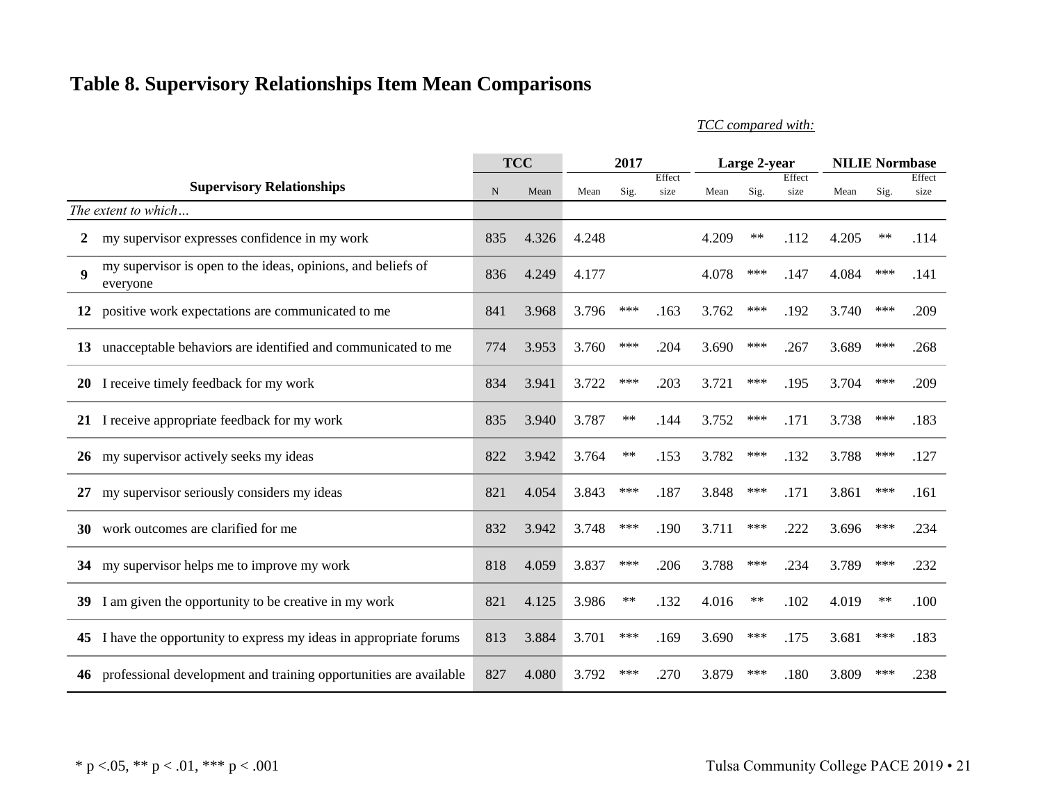## Table 8. Supervisory Relationships Item Mean Comparisons

*TCC compared with:*

| | Supervisory Relationships | TCC | | 2017 | | | Large 2-year | | | NILIE Normbase | | |
|---|---|---|---|---|---|---|---|---|---|---|---|---|
| | | N | Mean | Mean | Sig. | Effect size | Mean | Sig. | Effect size | Mean | Sig. | Effect size |
| *The extent to which…* | | | | | | | | | | | | |
| **2** | my supervisor expresses confidence in my work | 835 | 4.326 | 4.248 | | | 4.209 | ** | .112 | 4.205 | ** | .114 |
| **9** | my supervisor is open to the ideas, opinions, and beliefs of everyone | 836 | 4.249 | 4.177 | | | 4.078 | *** | .147 | 4.084 | *** | .141 |
| **12** | positive work expectations are communicated to me | 841 | 3.968 | 3.796 | *** | .163 | 3.762 | *** | .192 | 3.740 | *** | .209 |
| **13** | unacceptable behaviors are identified and communicated to me | 774 | 3.953 | 3.760 | *** | .204 | 3.690 | *** | .267 | 3.689 | *** | .268 |
| **20** | I receive timely feedback for my work | 834 | 3.941 | 3.722 | *** | .203 | 3.721 | *** | .195 | 3.704 | *** | .209 |
| **21** | I receive appropriate feedback for my work | 835 | 3.940 | 3.787 | ** | .144 | 3.752 | *** | .171 | 3.738 | *** | .183 |
| **26** | my supervisor actively seeks my ideas | 822 | 3.942 | 3.764 | ** | .153 | 3.782 | *** | .132 | 3.788 | *** | .127 |
| **27** | my supervisor seriously considers my ideas | 821 | 4.054 | 3.843 | *** | .187 | 3.848 | *** | .171 | 3.861 | *** | .161 |
| **30** | work outcomes are clarified for me | 832 | 3.942 | 3.748 | *** | .190 | 3.711 | *** | .222 | 3.696 | *** | .234 |
| **34** | my supervisor helps me to improve my work | 818 | 4.059 | 3.837 | *** | .206 | 3.788 | *** | .234 | 3.789 | *** | .232 |
| **39** | I am given the opportunity to be creative in my work | 821 | 4.125 | 3.986 | ** | .132 | 4.016 | ** | .102 | 4.019 | ** | .100 |
| **45** | I have the opportunity to express my ideas in appropriate forums | 813 | 3.884 | 3.701 | *** | .169 | 3.690 | *** | .175 | 3.681 | *** | .183 |
| **46** | professional development and training opportunities are available | 827 | 4.080 | 3.792 | *** | .270 | 3.879 | *** | .180 | 3.809 | *** | .238 |

* p <.05, ** p < .01, *** p < .001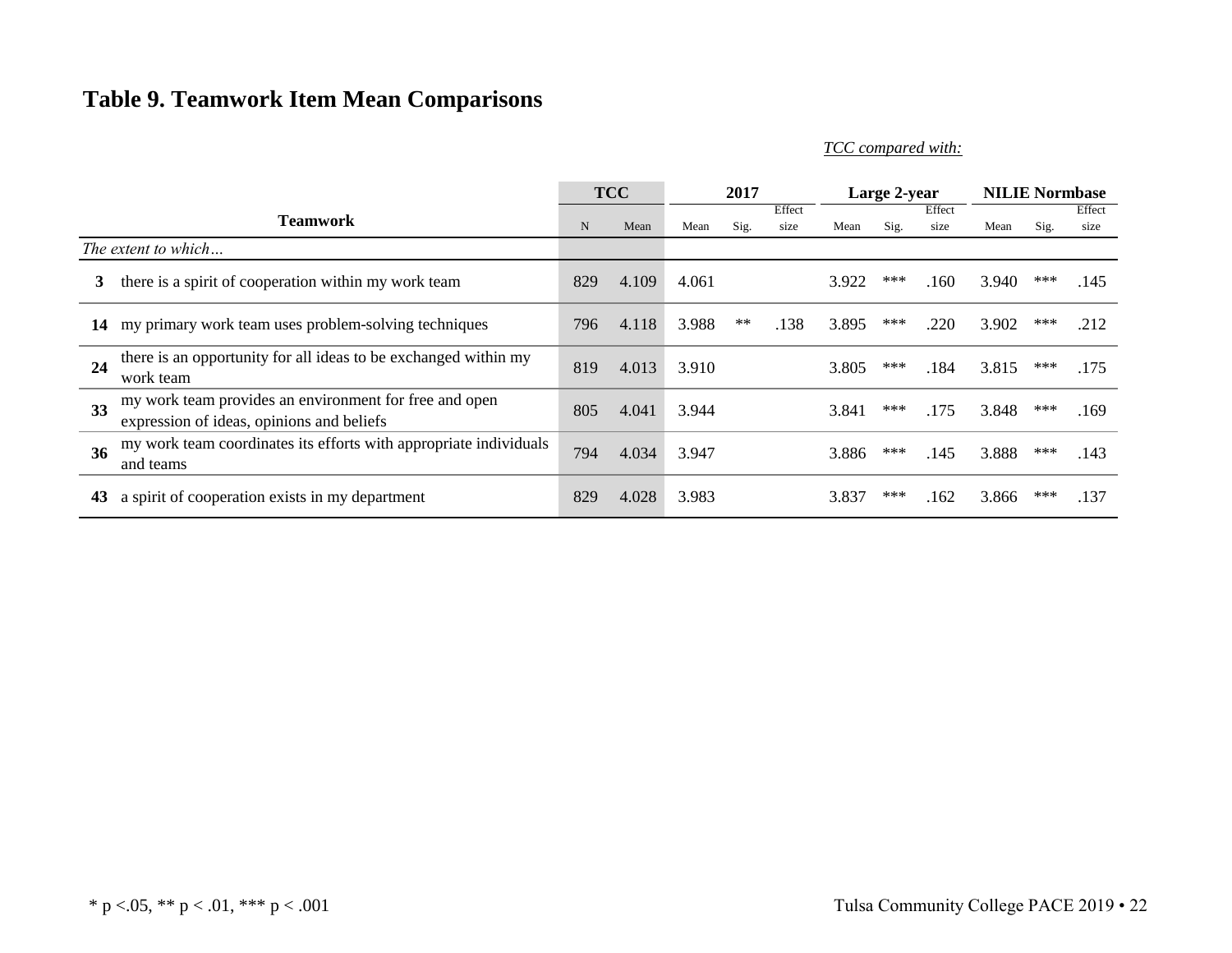## Table 9. Teamwork Item Mean Comparisons

*TCC compared with:*

| | Teamwork | TCC | | 2017 | | | Large 2-year | | | NILIE Normbase | | |
|---|---|---|---|---|---|---|---|---|---|---|---|---|
| | | N | Mean | Mean | Sig. | Effect size | Mean | Sig. | Effect size | Mean | Sig. | Effect size |
| *The extent to which…* | | | | | | | | | | | | |
| **3** | there is a spirit of cooperation within my work team | 829 | 4.109 | 4.061 | | | 3.922 | *** | .160 | 3.940 | *** | .145 |
| **14** | my primary work team uses problem-solving techniques | 796 | 4.118 | 3.988 | ** | .138 | 3.895 | *** | .220 | 3.902 | *** | .212 |
| **24** | there is an opportunity for all ideas to be exchanged within my work team | 819 | 4.013 | 3.910 | | | 3.805 | *** | .184 | 3.815 | *** | .175 |
| **33** | my work team provides an environment for free and open expression of ideas, opinions and beliefs | 805 | 4.041 | 3.944 | | | 3.841 | *** | .175 | 3.848 | *** | .169 |
| **36** | my work team coordinates its efforts with appropriate individuals and teams | 794 | 4.034 | 3.947 | | | 3.886 | *** | .145 | 3.888 | *** | .143 |
| **43** | a spirit of cooperation exists in my department | 829 | 4.028 | 3.983 | | | 3.837 | *** | .162 | 3.866 | *** | .137 |

* $p < .05$, ** $p < .01$, *** $p < .001$